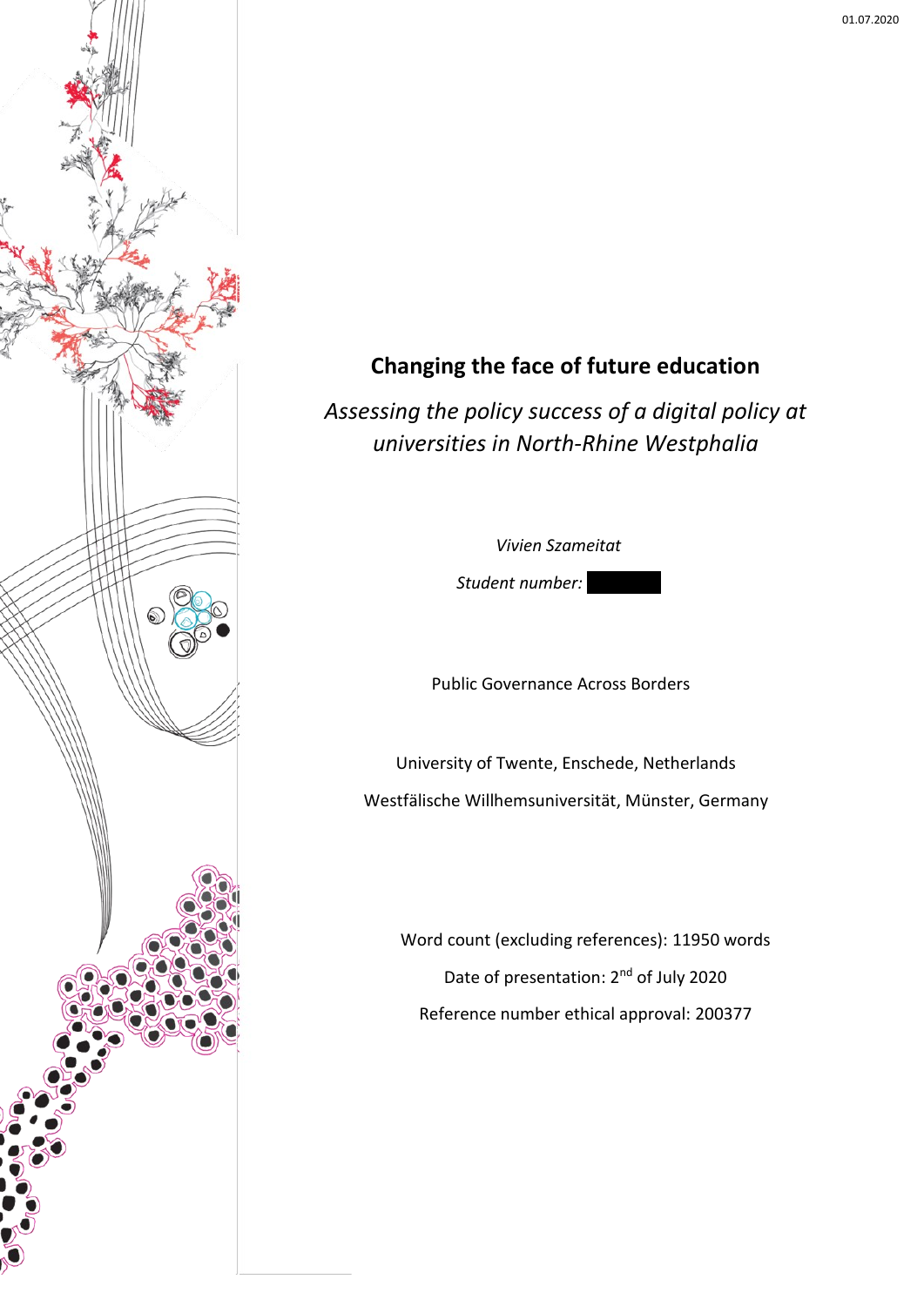01.07.2020

# Changing the face of future education

*Assessing the policy success of a digital policy at universities in North-Rhine Westphalia*

*Vivien Szameitat*

*Student number:*

Public Governance Across Borders

University of Twente, Enschede, Netherlands

Westfälische Willhemsuniversität, Münster, Germany

Word count (excluding references): 11950 words

Date of presentation: 2nd of July 2020

Reference number ethical approval: 200377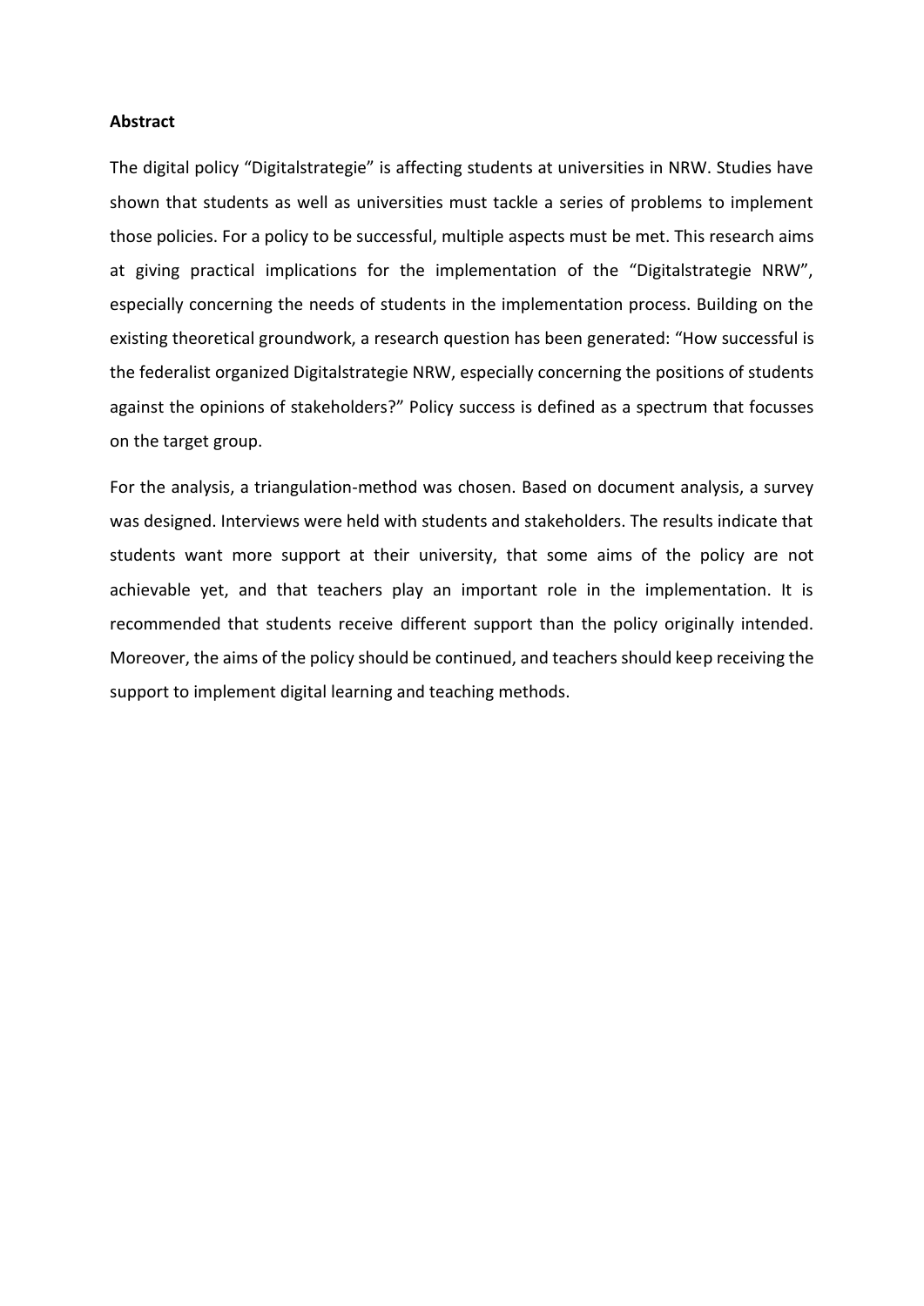**Abstract**

The digital policy "Digitalstrategie" is affecting students at universities in NRW. Studies have shown that students as well as universities must tackle a series of problems to implement those policies. For a policy to be successful, multiple aspects must be met. This research aims at giving practical implications for the implementation of the "Digitalstrategie NRW", especially concerning the needs of students in the implementation process. Building on the existing theoretical groundwork, a research question has been generated: "How successful is the federalist organized Digitalstrategie NRW, especially concerning the positions of students against the opinions of stakeholders?" Policy success is defined as a spectrum that focusses on the target group.

For the analysis, a triangulation-method was chosen. Based on document analysis, a survey was designed. Interviews were held with students and stakeholders. The results indicate that students want more support at their university, that some aims of the policy are not achievable yet, and that teachers play an important role in the implementation. It is recommended that students receive different support than the policy originally intended. Moreover, the aims of the policy should be continued, and teachers should keep receiving the support to implement digital learning and teaching methods.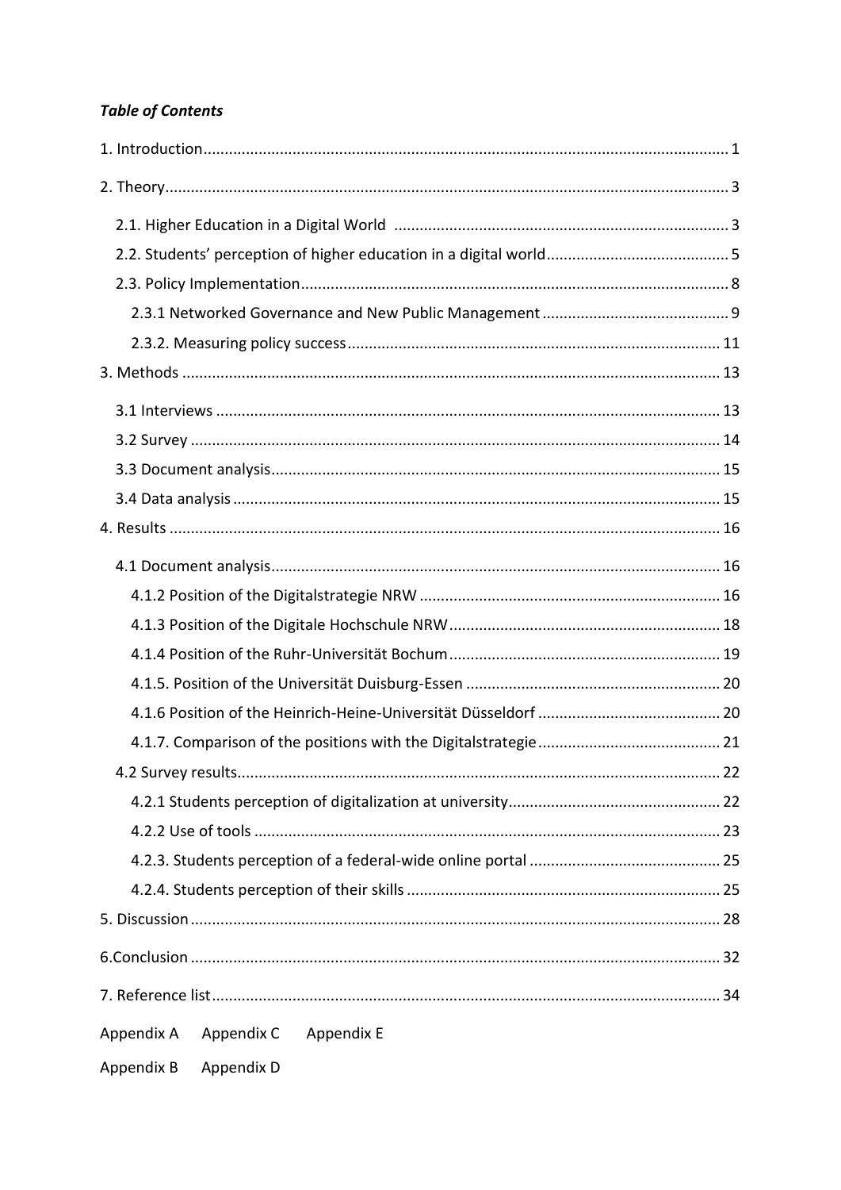***Table of Contents***

1. Introduction ........................................................................................................................ 1

2. Theory ................................................................................................................................. 3

   2.1. Higher Education in a Digital World ............................................................................ 3

   2.2. Students' perception of higher education in a digital world ........................................ 5

   2.3. Policy Implementation .................................................................................................. 8

      2.3.1 Networked Governance and New Public Management ............................................ 9

      2.3.2. Measuring policy success ....................................................................................... 11

3. Methods ............................................................................................................................. 13

   3.1 Interviews ...................................................................................................................... 13

   3.2 Survey ............................................................................................................................ 14

   3.3 Document analysis ......................................................................................................... 15

   3.4 Data analysis .................................................................................................................. 15

4. Results ................................................................................................................................ 16

   4.1 Document analysis ......................................................................................................... 16

      4.1.2 Position of the Digitalstrategie NRW ....................................................................... 16

      4.1.3 Position of the Digitale Hochschule NRW ................................................................ 18

      4.1.4 Position of the Ruhr-Universität Bochum ................................................................ 19

      4.1.5. Position of the Universität Duisburg-Essen ............................................................ 20

      4.1.6 Position of the Heinrich-Heine-Universität Düsseldorf ........................................... 20

      4.1.7. Comparison of the positions with the Digitalstrategie ........................................... 21

   4.2 Survey results ................................................................................................................. 22

      4.2.1 Students perception of digitalization at university .................................................. 22

      4.2.2 Use of tools ............................................................................................................. 23

      4.2.3. Students perception of a federal-wide online portal ............................................. 25

      4.2.4. Students perception of their skills .......................................................................... 25

5. Discussion ........................................................................................................................... 28

6.Conclusion ........................................................................................................................... 32

7. Reference list ...................................................................................................................... 34

Appendix A    Appendix C    Appendix E

Appendix B    Appendix D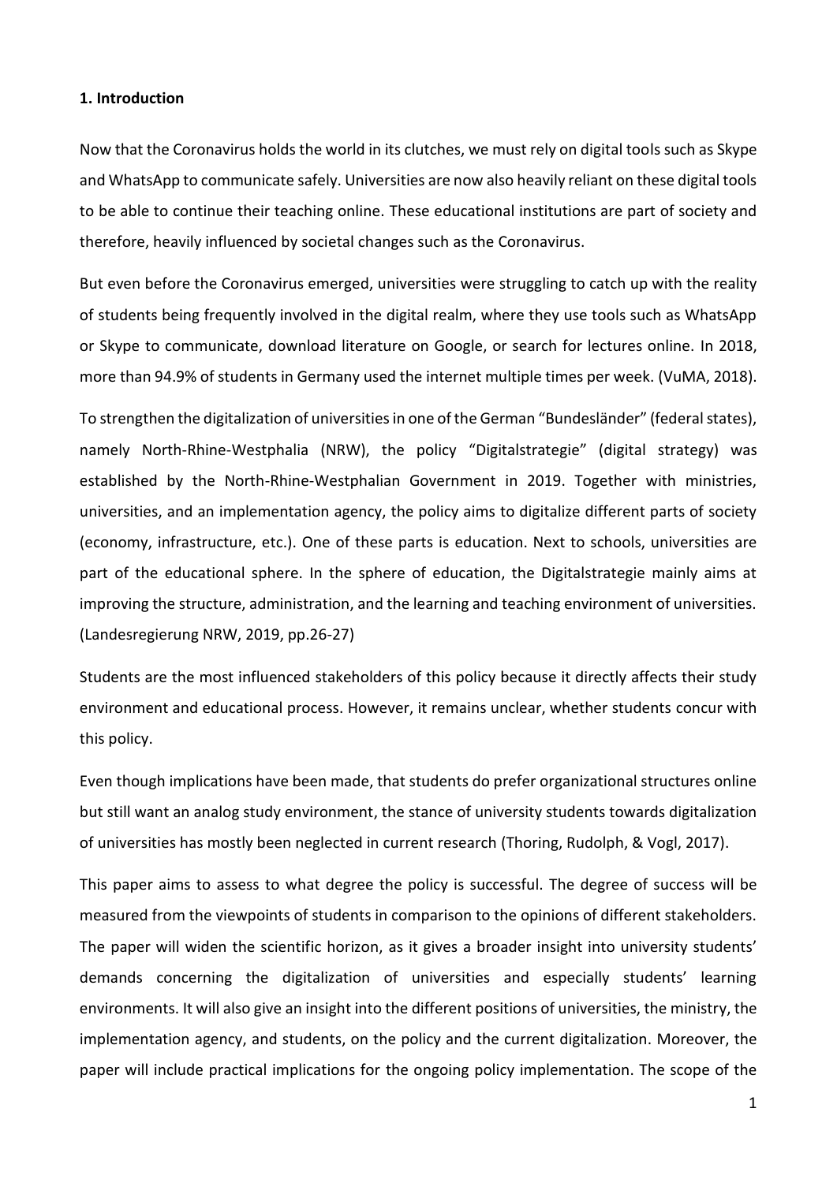## 1. Introduction

Now that the Coronavirus holds the world in its clutches, we must rely on digital tools such as Skype and WhatsApp to communicate safely. Universities are now also heavily reliant on these digital tools to be able to continue their teaching online. These educational institutions are part of society and therefore, heavily influenced by societal changes such as the Coronavirus.

But even before the Coronavirus emerged, universities were struggling to catch up with the reality of students being frequently involved in the digital realm, where they use tools such as WhatsApp or Skype to communicate, download literature on Google, or search for lectures online. In 2018, more than 94.9% of students in Germany used the internet multiple times per week. (VuMA, 2018).

To strengthen the digitalization of universities in one of the German "Bundesländer" (federal states), namely North-Rhine-Westphalia (NRW), the policy "Digitalstrategie" (digital strategy) was established by the North-Rhine-Westphalian Government in 2019. Together with ministries, universities, and an implementation agency, the policy aims to digitalize different parts of society (economy, infrastructure, etc.). One of these parts is education. Next to schools, universities are part of the educational sphere. In the sphere of education, the Digitalstrategie mainly aims at improving the structure, administration, and the learning and teaching environment of universities. (Landesregierung NRW, 2019, pp.26-27)

Students are the most influenced stakeholders of this policy because it directly affects their study environment and educational process. However, it remains unclear, whether students concur with this policy.

Even though implications have been made, that students do prefer organizational structures online but still want an analog study environment, the stance of university students towards digitalization of universities has mostly been neglected in current research (Thoring, Rudolph, & Vogl, 2017).

This paper aims to assess to what degree the policy is successful. The degree of success will be measured from the viewpoints of students in comparison to the opinions of different stakeholders. The paper will widen the scientific horizon, as it gives a broader insight into university students' demands concerning the digitalization of universities and especially students' learning environments. It will also give an insight into the different positions of universities, the ministry, the implementation agency, and students, on the policy and the current digitalization. Moreover, the paper will include practical implications for the ongoing policy implementation. The scope of the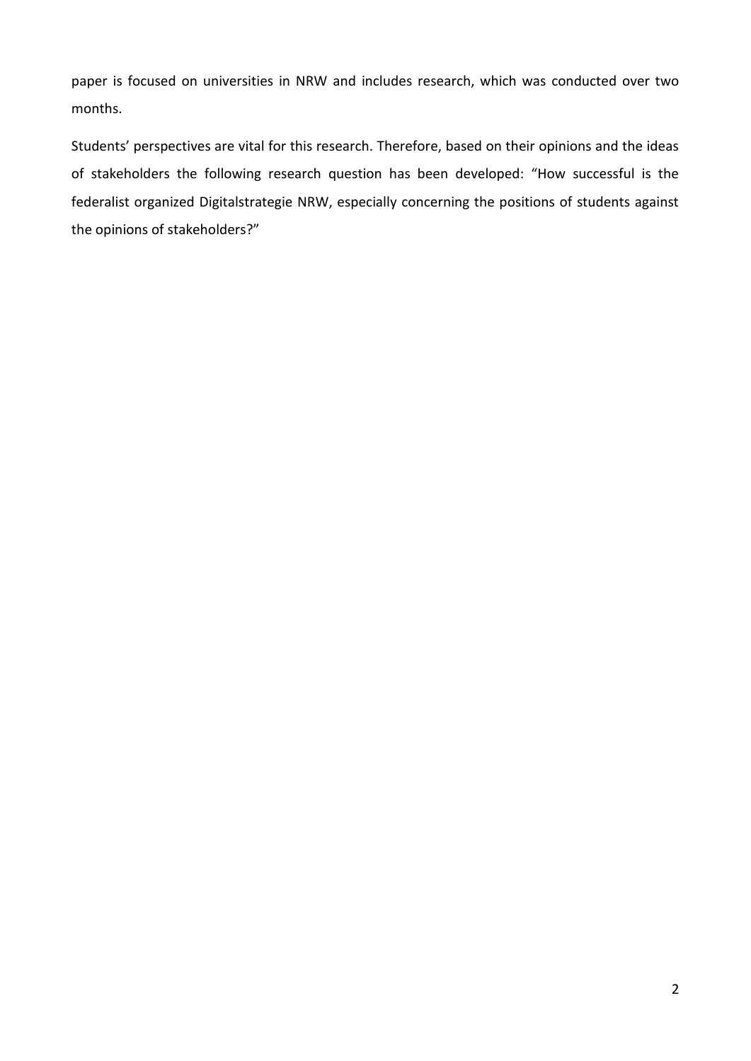paper is focused on universities in NRW and includes research, which was conducted over two months.

Students' perspectives are vital for this research. Therefore, based on their opinions and the ideas of stakeholders the following research question has been developed: "How successful is the federalist organized Digitalstrategie NRW, especially concerning the positions of students against the opinions of stakeholders?"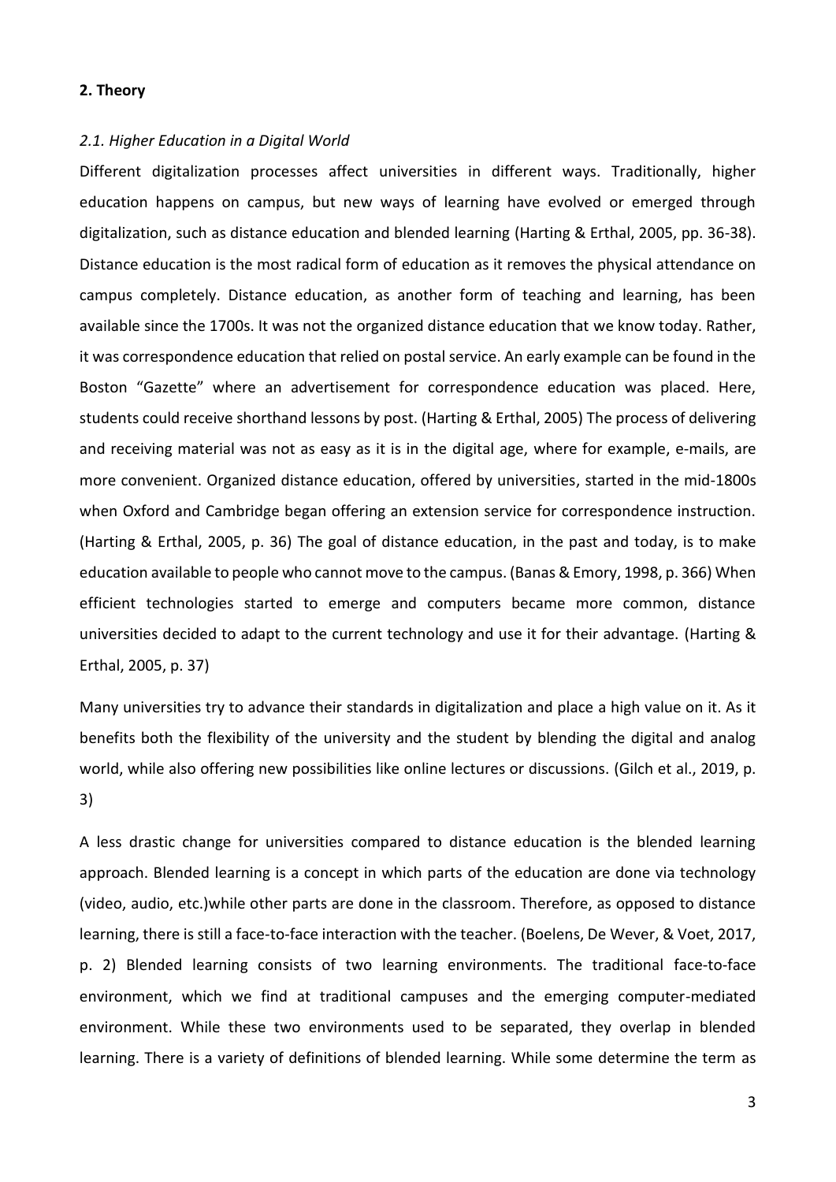## 2. Theory

### *2.1. Higher Education in a Digital World*

Different digitalization processes affect universities in different ways. Traditionally, higher education happens on campus, but new ways of learning have evolved or emerged through digitalization, such as distance education and blended learning (Harting & Erthal, 2005, pp. 36-38). Distance education is the most radical form of education as it removes the physical attendance on campus completely. Distance education, as another form of teaching and learning, has been available since the 1700s. It was not the organized distance education that we know today. Rather, it was correspondence education that relied on postal service. An early example can be found in the Boston "Gazette" where an advertisement for correspondence education was placed. Here, students could receive shorthand lessons by post. (Harting & Erthal, 2005) The process of delivering and receiving material was not as easy as it is in the digital age, where for example, e-mails, are more convenient. Organized distance education, offered by universities, started in the mid-1800s when Oxford and Cambridge began offering an extension service for correspondence instruction. (Harting & Erthal, 2005, p. 36) The goal of distance education, in the past and today, is to make education available to people who cannot move to the campus. (Banas & Emory, 1998, p. 366) When efficient technologies started to emerge and computers became more common, distance universities decided to adapt to the current technology and use it for their advantage. (Harting & Erthal, 2005, p. 37)

Many universities try to advance their standards in digitalization and place a high value on it. As it benefits both the flexibility of the university and the student by blending the digital and analog world, while also offering new possibilities like online lectures or discussions. (Gilch et al., 2019, p. 3)

A less drastic change for universities compared to distance education is the blended learning approach. Blended learning is a concept in which parts of the education are done via technology (video, audio, etc.)while other parts are done in the classroom. Therefore, as opposed to distance learning, there is still a face-to-face interaction with the teacher. (Boelens, De Wever, & Voet, 2017, p. 2) Blended learning consists of two learning environments. The traditional face-to-face environment, which we find at traditional campuses and the emerging computer-mediated environment. While these two environments used to be separated, they overlap in blended learning. There is a variety of definitions of blended learning. While some determine the term as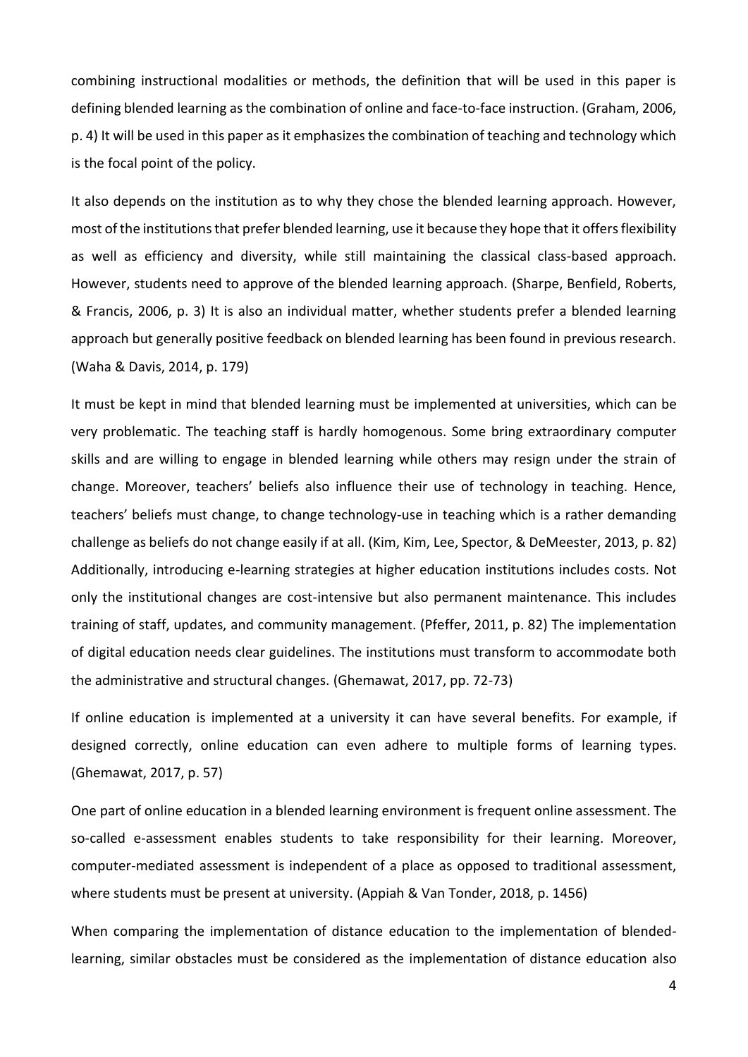combining instructional modalities or methods, the definition that will be used in this paper is defining blended learning as the combination of online and face-to-face instruction. (Graham, 2006, p. 4) It will be used in this paper as it emphasizes the combination of teaching and technology which is the focal point of the policy.

It also depends on the institution as to why they chose the blended learning approach. However, most of the institutions that prefer blended learning, use it because they hope that it offers flexibility as well as efficiency and diversity, while still maintaining the classical class-based approach. However, students need to approve of the blended learning approach. (Sharpe, Benfield, Roberts, & Francis, 2006, p. 3) It is also an individual matter, whether students prefer a blended learning approach but generally positive feedback on blended learning has been found in previous research. (Waha & Davis, 2014, p. 179)

It must be kept in mind that blended learning must be implemented at universities, which can be very problematic. The teaching staff is hardly homogenous. Some bring extraordinary computer skills and are willing to engage in blended learning while others may resign under the strain of change. Moreover, teachers' beliefs also influence their use of technology in teaching. Hence, teachers' beliefs must change, to change technology-use in teaching which is a rather demanding challenge as beliefs do not change easily if at all. (Kim, Kim, Lee, Spector, & DeMeester, 2013, p. 82) Additionally, introducing e-learning strategies at higher education institutions includes costs. Not only the institutional changes are cost-intensive but also permanent maintenance. This includes training of staff, updates, and community management. (Pfeffer, 2011, p. 82) The implementation of digital education needs clear guidelines. The institutions must transform to accommodate both the administrative and structural changes. (Ghemawat, 2017, pp. 72-73)

If online education is implemented at a university it can have several benefits. For example, if designed correctly, online education can even adhere to multiple forms of learning types. (Ghemawat, 2017, p. 57)

One part of online education in a blended learning environment is frequent online assessment. The so-called e-assessment enables students to take responsibility for their learning. Moreover, computer-mediated assessment is independent of a place as opposed to traditional assessment, where students must be present at university. (Appiah & Van Tonder, 2018, p. 1456)

When comparing the implementation of distance education to the implementation of blended-learning, similar obstacles must be considered as the implementation of distance education also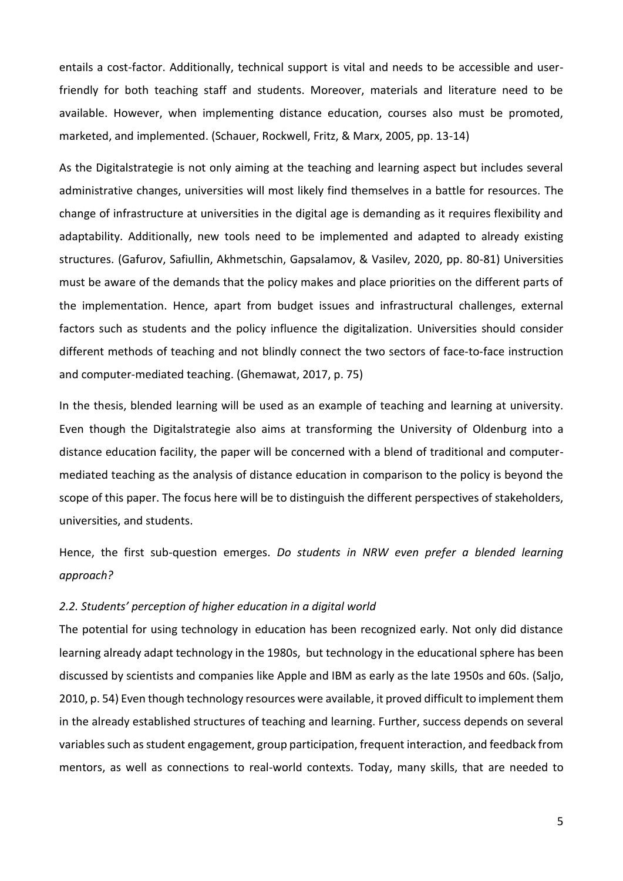entails a cost-factor. Additionally, technical support is vital and needs to be accessible and user-friendly for both teaching staff and students. Moreover, materials and literature need to be available. However, when implementing distance education, courses also must be promoted, marketed, and implemented. (Schauer, Rockwell, Fritz, & Marx, 2005, pp. 13-14)

As the Digitalstrategie is not only aiming at the teaching and learning aspect but includes several administrative changes, universities will most likely find themselves in a battle for resources. The change of infrastructure at universities in the digital age is demanding as it requires flexibility and adaptability. Additionally, new tools need to be implemented and adapted to already existing structures. (Gafurov, Safiullin, Akhmetschin, Gapsalamov, & Vasilev, 2020, pp. 80-81) Universities must be aware of the demands that the policy makes and place priorities on the different parts of the implementation. Hence, apart from budget issues and infrastructural challenges, external factors such as students and the policy influence the digitalization. Universities should consider different methods of teaching and not blindly connect the two sectors of face-to-face instruction and computer-mediated teaching. (Ghemawat, 2017, p. 75)

In the thesis, blended learning will be used as an example of teaching and learning at university. Even though the Digitalstrategie also aims at transforming the University of Oldenburg into a distance education facility, the paper will be concerned with a blend of traditional and computer-mediated teaching as the analysis of distance education in comparison to the policy is beyond the scope of this paper. The focus here will be to distinguish the different perspectives of stakeholders, universities, and students.

Hence, the first sub-question emerges. *Do students in NRW even prefer a blended learning approach?*

### *2.2. Students' perception of higher education in a digital world*

The potential for using technology in education has been recognized early. Not only did distance learning already adapt technology in the 1980s, but technology in the educational sphere has been discussed by scientists and companies like Apple and IBM as early as the late 1950s and 60s. (Saljo, 2010, p. 54) Even though technology resources were available, it proved difficult to implement them in the already established structures of teaching and learning. Further, success depends on several variables such as student engagement, group participation, frequent interaction, and feedback from mentors, as well as connections to real-world contexts. Today, many skills, that are needed to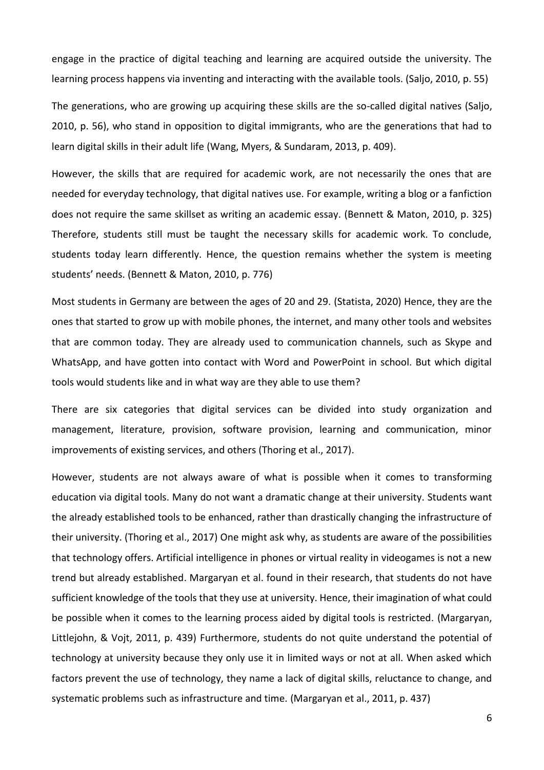engage in the practice of digital teaching and learning are acquired outside the university. The learning process happens via inventing and interacting with the available tools. (Saljo, 2010, p. 55)

The generations, who are growing up acquiring these skills are the so-called digital natives (Saljo, 2010, p. 56), who stand in opposition to digital immigrants, who are the generations that had to learn digital skills in their adult life (Wang, Myers, & Sundaram, 2013, p. 409).

However, the skills that are required for academic work, are not necessarily the ones that are needed for everyday technology, that digital natives use. For example, writing a blog or a fanfiction does not require the same skillset as writing an academic essay. (Bennett & Maton, 2010, p. 325) Therefore, students still must be taught the necessary skills for academic work. To conclude, students today learn differently. Hence, the question remains whether the system is meeting students' needs. (Bennett & Maton, 2010, p. 776)

Most students in Germany are between the ages of 20 and 29. (Statista, 2020) Hence, they are the ones that started to grow up with mobile phones, the internet, and many other tools and websites that are common today. They are already used to communication channels, such as Skype and WhatsApp, and have gotten into contact with Word and PowerPoint in school. But which digital tools would students like and in what way are they able to use them?

There are six categories that digital services can be divided into study organization and management, literature, provision, software provision, learning and communication, minor improvements of existing services, and others (Thoring et al., 2017).

However, students are not always aware of what is possible when it comes to transforming education via digital tools. Many do not want a dramatic change at their university. Students want the already established tools to be enhanced, rather than drastically changing the infrastructure of their university. (Thoring et al., 2017) One might ask why, as students are aware of the possibilities that technology offers. Artificial intelligence in phones or virtual reality in videogames is not a new trend but already established. Margaryan et al. found in their research, that students do not have sufficient knowledge of the tools that they use at university. Hence, their imagination of what could be possible when it comes to the learning process aided by digital tools is restricted. (Margaryan, Littlejohn, & Vojt, 2011, p. 439) Furthermore, students do not quite understand the potential of technology at university because they only use it in limited ways or not at all. When asked which factors prevent the use of technology, they name a lack of digital skills, reluctance to change, and systematic problems such as infrastructure and time. (Margaryan et al., 2011, p. 437)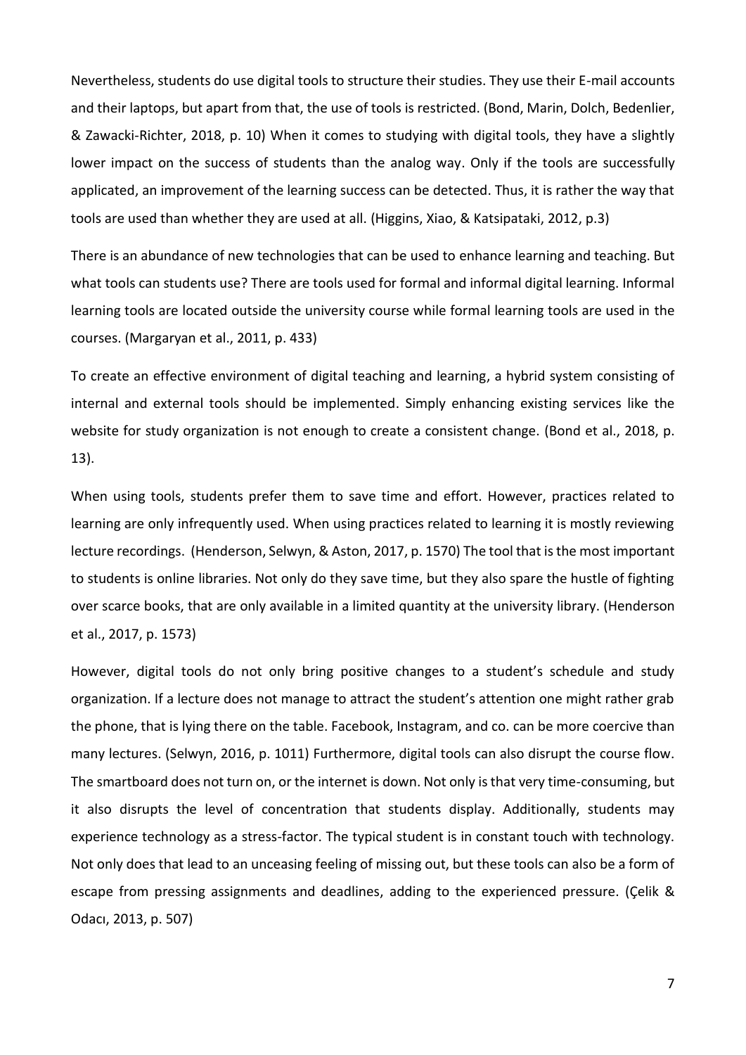Nevertheless, students do use digital tools to structure their studies. They use their E-mail accounts and their laptops, but apart from that, the use of tools is restricted. (Bond, Marin, Dolch, Bedenlier, & Zawacki-Richter, 2018, p. 10) When it comes to studying with digital tools, they have a slightly lower impact on the success of students than the analog way. Only if the tools are successfully applicated, an improvement of the learning success can be detected. Thus, it is rather the way that tools are used than whether they are used at all. (Higgins, Xiao, & Katsipataki, 2012, p.3)

There is an abundance of new technologies that can be used to enhance learning and teaching. But what tools can students use? There are tools used for formal and informal digital learning. Informal learning tools are located outside the university course while formal learning tools are used in the courses. (Margaryan et al., 2011, p. 433)

To create an effective environment of digital teaching and learning, a hybrid system consisting of internal and external tools should be implemented. Simply enhancing existing services like the website for study organization is not enough to create a consistent change. (Bond et al., 2018, p. 13).

When using tools, students prefer them to save time and effort. However, practices related to learning are only infrequently used. When using practices related to learning it is mostly reviewing lecture recordings. (Henderson, Selwyn, & Aston, 2017, p. 1570) The tool that is the most important to students is online libraries. Not only do they save time, but they also spare the hustle of fighting over scarce books, that are only available in a limited quantity at the university library. (Henderson et al., 2017, p. 1573)

However, digital tools do not only bring positive changes to a student's schedule and study organization. If a lecture does not manage to attract the student's attention one might rather grab the phone, that is lying there on the table. Facebook, Instagram, and co. can be more coercive than many lectures. (Selwyn, 2016, p. 1011) Furthermore, digital tools can also disrupt the course flow. The smartboard does not turn on, or the internet is down. Not only is that very time-consuming, but it also disrupts the level of concentration that students display. Additionally, students may experience technology as a stress-factor. The typical student is in constant touch with technology. Not only does that lead to an unceasing feeling of missing out, but these tools can also be a form of escape from pressing assignments and deadlines, adding to the experienced pressure. (Çelik & Odacı, 2013, p. 507)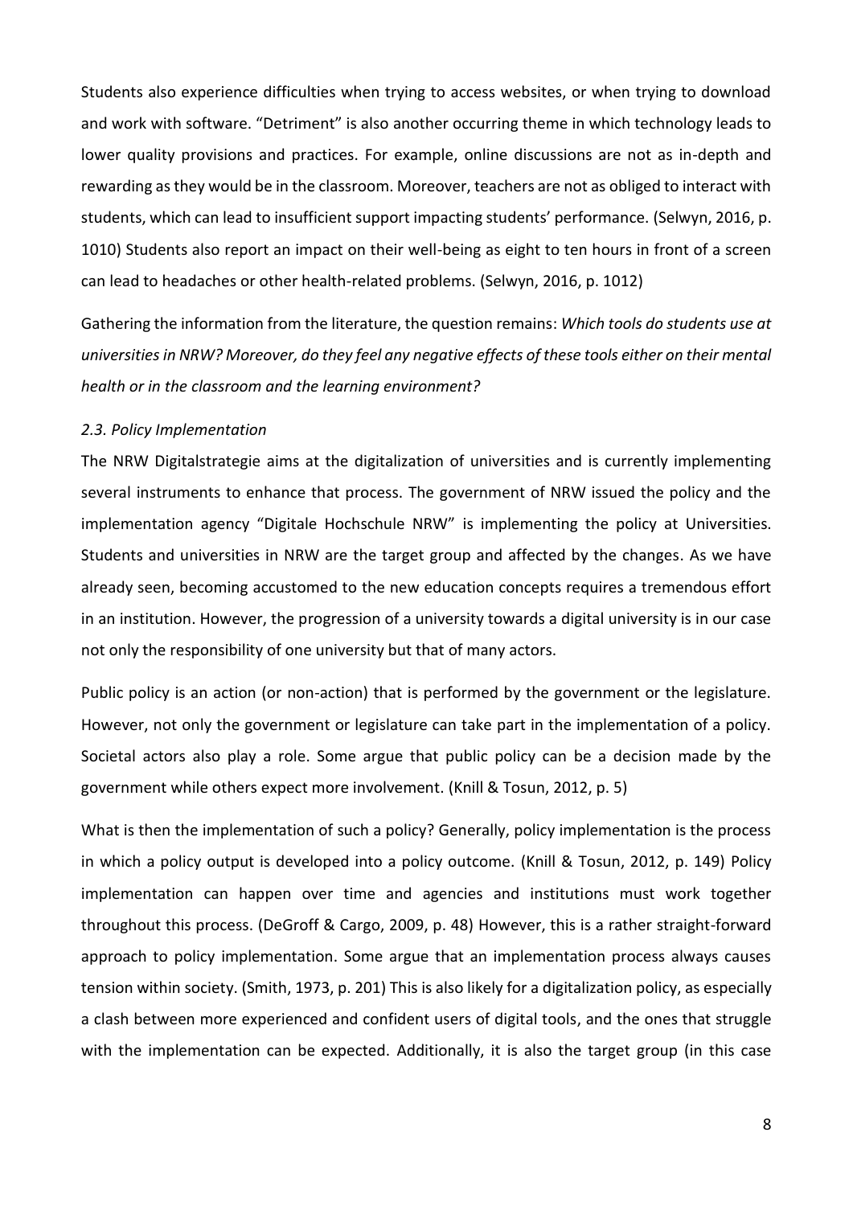Students also experience difficulties when trying to access websites, or when trying to download and work with software. "Detriment" is also another occurring theme in which technology leads to lower quality provisions and practices. For example, online discussions are not as in-depth and rewarding as they would be in the classroom. Moreover, teachers are not as obliged to interact with students, which can lead to insufficient support impacting students' performance. (Selwyn, 2016, p. 1010) Students also report an impact on their well-being as eight to ten hours in front of a screen can lead to headaches or other health-related problems. (Selwyn, 2016, p. 1012)

Gathering the information from the literature, the question remains: *Which tools do students use at universities in NRW? Moreover, do they feel any negative effects of these tools either on their mental health or in the classroom and the learning environment?*

### *2.3. Policy Implementation*

The NRW Digitalstrategie aims at the digitalization of universities and is currently implementing several instruments to enhance that process. The government of NRW issued the policy and the implementation agency "Digitale Hochschule NRW" is implementing the policy at Universities. Students and universities in NRW are the target group and affected by the changes. As we have already seen, becoming accustomed to the new education concepts requires a tremendous effort in an institution. However, the progression of a university towards a digital university is in our case not only the responsibility of one university but that of many actors.

Public policy is an action (or non-action) that is performed by the government or the legislature. However, not only the government or legislature can take part in the implementation of a policy. Societal actors also play a role. Some argue that public policy can be a decision made by the government while others expect more involvement. (Knill & Tosun, 2012, p. 5)

What is then the implementation of such a policy? Generally, policy implementation is the process in which a policy output is developed into a policy outcome. (Knill & Tosun, 2012, p. 149) Policy implementation can happen over time and agencies and institutions must work together throughout this process. (DeGroff & Cargo, 2009, p. 48) However, this is a rather straight-forward approach to policy implementation. Some argue that an implementation process always causes tension within society. (Smith, 1973, p. 201) This is also likely for a digitalization policy, as especially a clash between more experienced and confident users of digital tools, and the ones that struggle with the implementation can be expected. Additionally, it is also the target group (in this case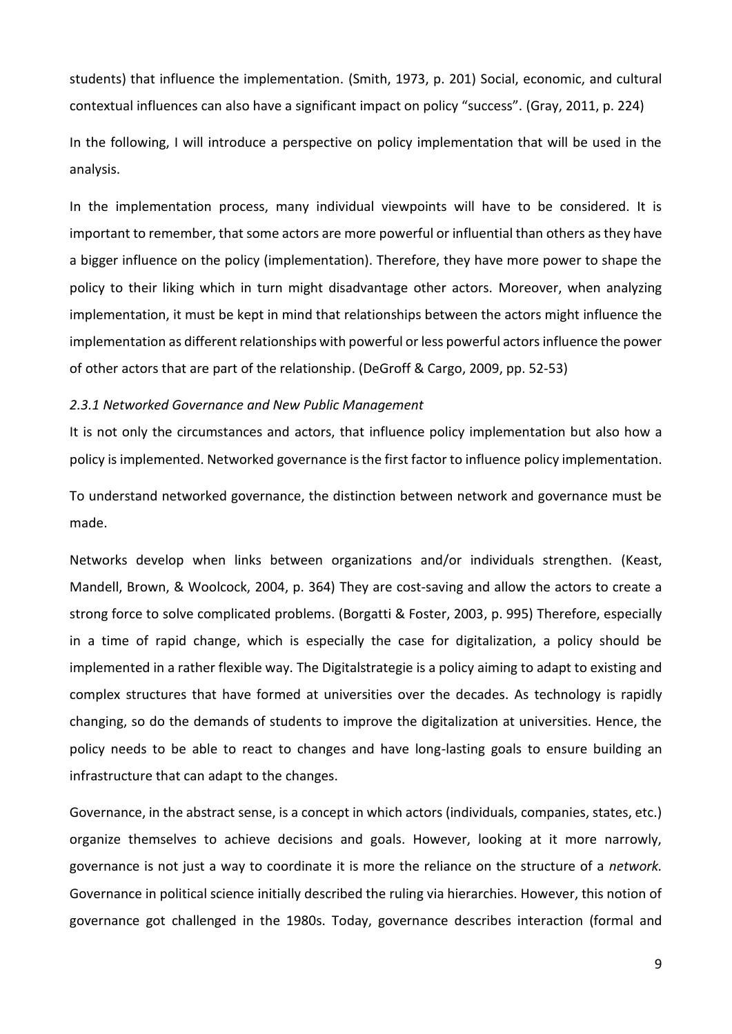students) that influence the implementation. (Smith, 1973, p. 201) Social, economic, and cultural contextual influences can also have a significant impact on policy "success". (Gray, 2011, p. 224)

In the following, I will introduce a perspective on policy implementation that will be used in the analysis.

In the implementation process, many individual viewpoints will have to be considered. It is important to remember, that some actors are more powerful or influential than others as they have a bigger influence on the policy (implementation). Therefore, they have more power to shape the policy to their liking which in turn might disadvantage other actors. Moreover, when analyzing implementation, it must be kept in mind that relationships between the actors might influence the implementation as different relationships with powerful or less powerful actors influence the power of other actors that are part of the relationship. (DeGroff & Cargo, 2009, pp. 52-53)

### *2.3.1 Networked Governance and New Public Management*

It is not only the circumstances and actors, that influence policy implementation but also how a policy is implemented. Networked governance is the first factor to influence policy implementation.

To understand networked governance, the distinction between network and governance must be made.

Networks develop when links between organizations and/or individuals strengthen. (Keast, Mandell, Brown, & Woolcock, 2004, p. 364) They are cost-saving and allow the actors to create a strong force to solve complicated problems. (Borgatti & Foster, 2003, p. 995) Therefore, especially in a time of rapid change, which is especially the case for digitalization, a policy should be implemented in a rather flexible way. The Digitalstrategie is a policy aiming to adapt to existing and complex structures that have formed at universities over the decades. As technology is rapidly changing, so do the demands of students to improve the digitalization at universities. Hence, the policy needs to be able to react to changes and have long-lasting goals to ensure building an infrastructure that can adapt to the changes.

Governance, in the abstract sense, is a concept in which actors (individuals, companies, states, etc.) organize themselves to achieve decisions and goals. However, looking at it more narrowly, governance is not just a way to coordinate it is more the reliance on the structure of a *network.* Governance in political science initially described the ruling via hierarchies. However, this notion of governance got challenged in the 1980s. Today, governance describes interaction (formal and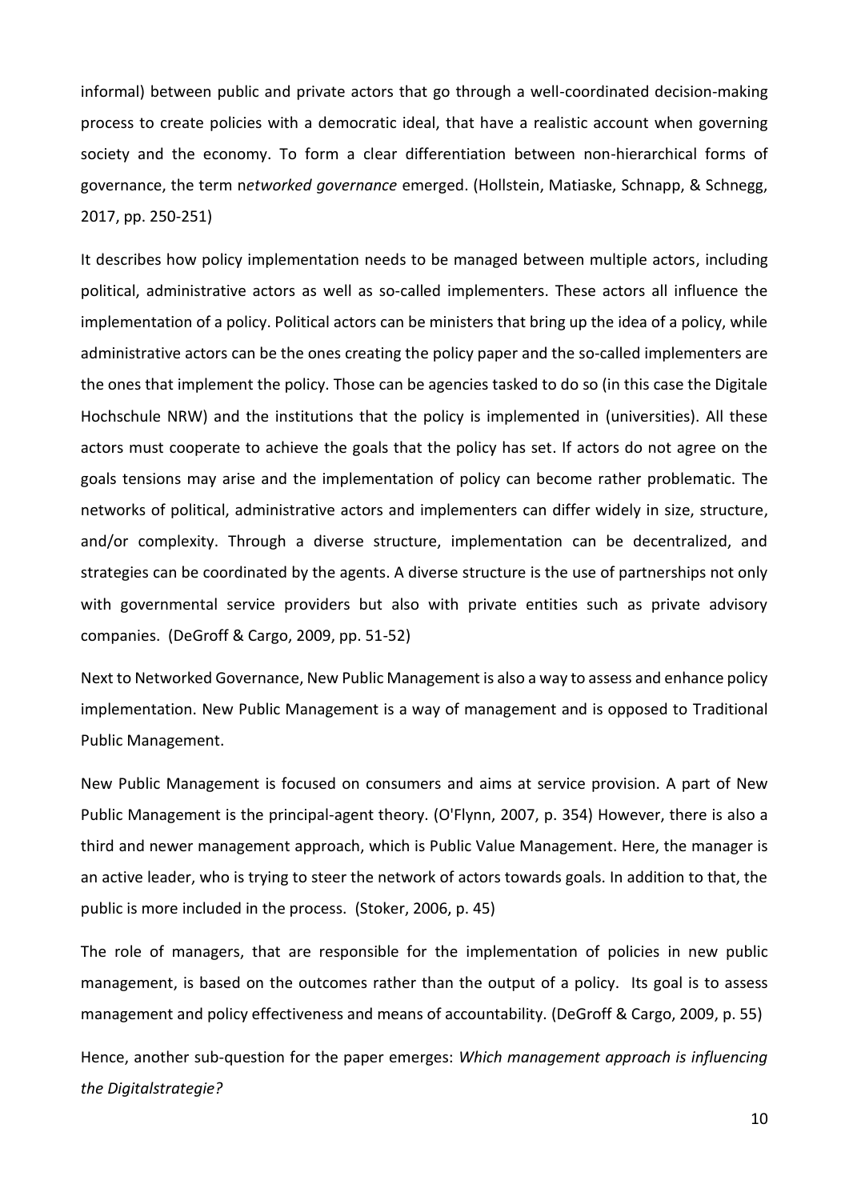informal) between public and private actors that go through a well-coordinated decision-making process to create policies with a democratic ideal, that have a realistic account when governing society and the economy. To form a clear differentiation between non-hierarchical forms of governance, the term n*etworked governance* emerged. (Hollstein, Matiaske, Schnapp, & Schnegg, 2017, pp. 250-251)

It describes how policy implementation needs to be managed between multiple actors, including political, administrative actors as well as so-called implementers. These actors all influence the implementation of a policy. Political actors can be ministers that bring up the idea of a policy, while administrative actors can be the ones creating the policy paper and the so-called implementers are the ones that implement the policy. Those can be agencies tasked to do so (in this case the Digitale Hochschule NRW) and the institutions that the policy is implemented in (universities). All these actors must cooperate to achieve the goals that the policy has set. If actors do not agree on the goals tensions may arise and the implementation of policy can become rather problematic. The networks of political, administrative actors and implementers can differ widely in size, structure, and/or complexity. Through a diverse structure, implementation can be decentralized, and strategies can be coordinated by the agents. A diverse structure is the use of partnerships not only with governmental service providers but also with private entities such as private advisory companies. (DeGroff & Cargo, 2009, pp. 51-52)

Next to Networked Governance, New Public Management is also a way to assess and enhance policy implementation. New Public Management is a way of management and is opposed to Traditional Public Management.

New Public Management is focused on consumers and aims at service provision. A part of New Public Management is the principal-agent theory. (O'Flynn, 2007, p. 354) However, there is also a third and newer management approach, which is Public Value Management. Here, the manager is an active leader, who is trying to steer the network of actors towards goals. In addition to that, the public is more included in the process. (Stoker, 2006, p. 45)

The role of managers, that are responsible for the implementation of policies in new public management, is based on the outcomes rather than the output of a policy. Its goal is to assess management and policy effectiveness and means of accountability. (DeGroff & Cargo, 2009, p. 55)

Hence, another sub-question for the paper emerges: *Which management approach is influencing the Digitalstrategie?*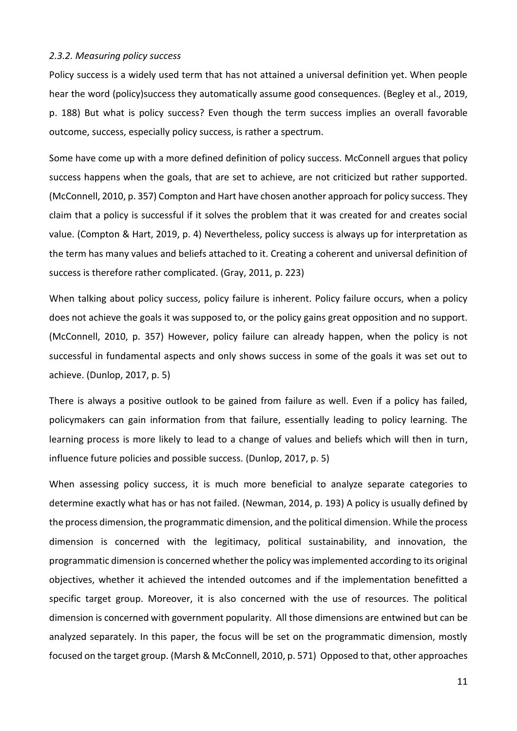### *2.3.2. Measuring policy success*

Policy success is a widely used term that has not attained a universal definition yet. When people hear the word (policy)success they automatically assume good consequences. (Begley et al., 2019, p. 188) But what is policy success? Even though the term success implies an overall favorable outcome, success, especially policy success, is rather a spectrum.

Some have come up with a more defined definition of policy success. McConnell argues that policy success happens when the goals, that are set to achieve, are not criticized but rather supported. (McConnell, 2010, p. 357) Compton and Hart have chosen another approach for policy success. They claim that a policy is successful if it solves the problem that it was created for and creates social value. (Compton & Hart, 2019, p. 4) Nevertheless, policy success is always up for interpretation as the term has many values and beliefs attached to it. Creating a coherent and universal definition of success is therefore rather complicated. (Gray, 2011, p. 223)

When talking about policy success, policy failure is inherent. Policy failure occurs, when a policy does not achieve the goals it was supposed to, or the policy gains great opposition and no support. (McConnell, 2010, p. 357) However, policy failure can already happen, when the policy is not successful in fundamental aspects and only shows success in some of the goals it was set out to achieve. (Dunlop, 2017, p. 5)

There is always a positive outlook to be gained from failure as well. Even if a policy has failed, policymakers can gain information from that failure, essentially leading to policy learning. The learning process is more likely to lead to a change of values and beliefs which will then in turn, influence future policies and possible success. (Dunlop, 2017, p. 5)

When assessing policy success, it is much more beneficial to analyze separate categories to determine exactly what has or has not failed. (Newman, 2014, p. 193) A policy is usually defined by the process dimension, the programmatic dimension, and the political dimension. While the process dimension is concerned with the legitimacy, political sustainability, and innovation, the programmatic dimension is concerned whether the policy was implemented according to its original objectives, whether it achieved the intended outcomes and if the implementation benefitted a specific target group. Moreover, it is also concerned with the use of resources. The political dimension is concerned with government popularity. All those dimensions are entwined but can be analyzed separately. In this paper, the focus will be set on the programmatic dimension, mostly focused on the target group. (Marsh & McConnell, 2010, p. 571) Opposed to that, other approaches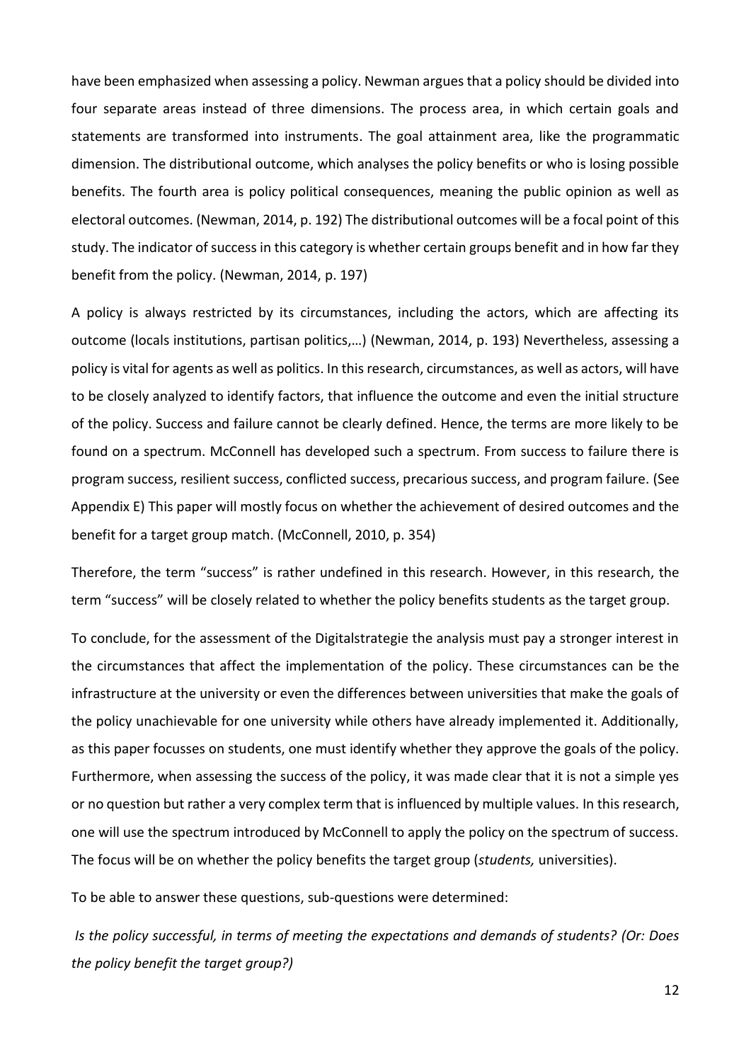have been emphasized when assessing a policy. Newman argues that a policy should be divided into four separate areas instead of three dimensions. The process area, in which certain goals and statements are transformed into instruments. The goal attainment area, like the programmatic dimension. The distributional outcome, which analyses the policy benefits or who is losing possible benefits. The fourth area is policy political consequences, meaning the public opinion as well as electoral outcomes. (Newman, 2014, p. 192) The distributional outcomes will be a focal point of this study. The indicator of success in this category is whether certain groups benefit and in how far they benefit from the policy. (Newman, 2014, p. 197)

A policy is always restricted by its circumstances, including the actors, which are affecting its outcome (locals institutions, partisan politics,…) (Newman, 2014, p. 193) Nevertheless, assessing a policy is vital for agents as well as politics. In this research, circumstances, as well as actors, will have to be closely analyzed to identify factors, that influence the outcome and even the initial structure of the policy. Success and failure cannot be clearly defined. Hence, the terms are more likely to be found on a spectrum. McConnell has developed such a spectrum. From success to failure there is program success, resilient success, conflicted success, precarious success, and program failure. (See Appendix E) This paper will mostly focus on whether the achievement of desired outcomes and the benefit for a target group match. (McConnell, 2010, p. 354)

Therefore, the term "success" is rather undefined in this research. However, in this research, the term "success" will be closely related to whether the policy benefits students as the target group.

To conclude, for the assessment of the Digitalstrategie the analysis must pay a stronger interest in the circumstances that affect the implementation of the policy. These circumstances can be the infrastructure at the university or even the differences between universities that make the goals of the policy unachievable for one university while others have already implemented it. Additionally, as this paper focusses on students, one must identify whether they approve the goals of the policy. Furthermore, when assessing the success of the policy, it was made clear that it is not a simple yes or no question but rather a very complex term that is influenced by multiple values. In this research, one will use the spectrum introduced by McConnell to apply the policy on the spectrum of success. The focus will be on whether the policy benefits the target group (*students,* universities).

To be able to answer these questions, sub-questions were determined:

*Is the policy successful, in terms of meeting the expectations and demands of students? (Or: Does the policy benefit the target group?)*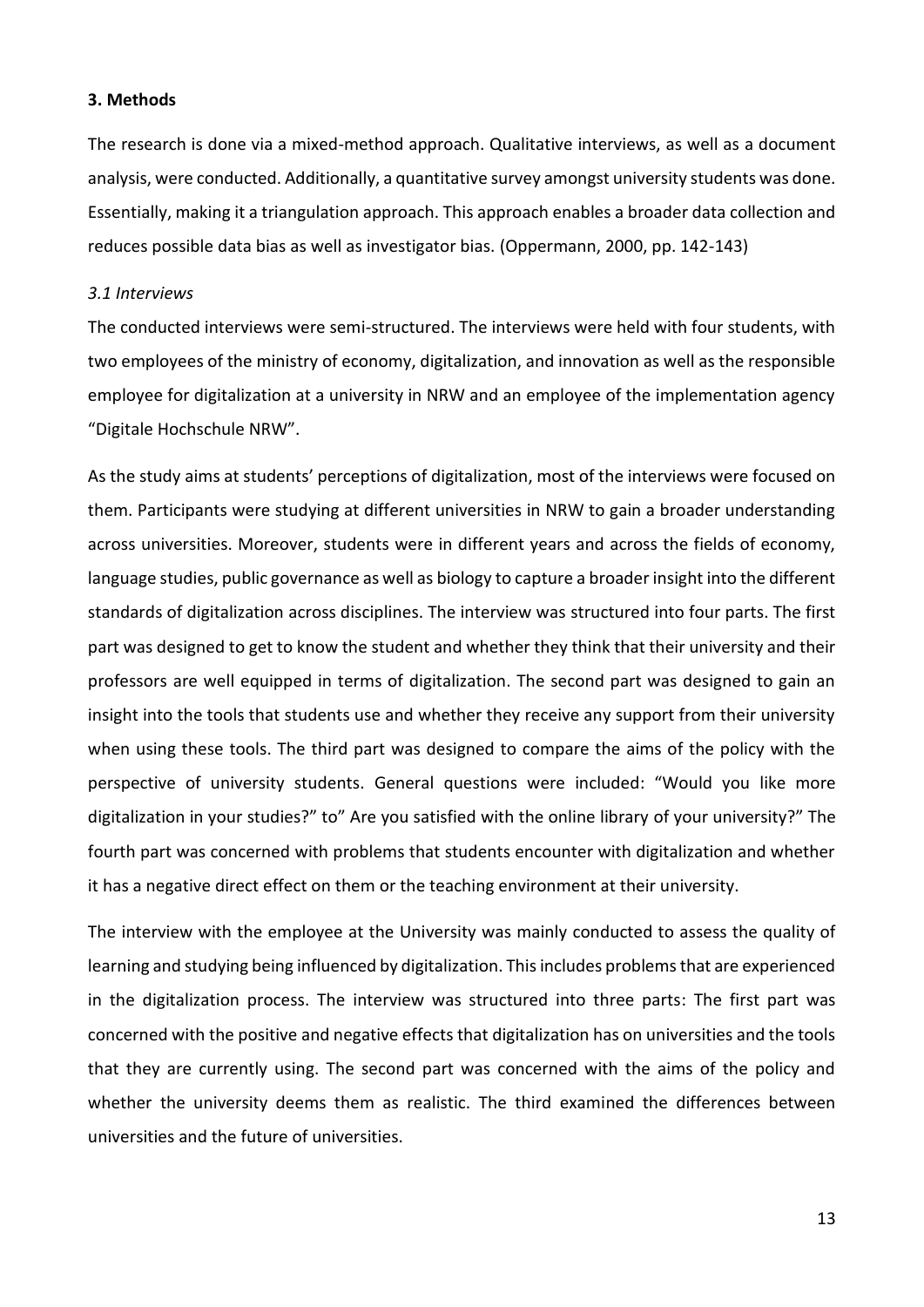## 3. Methods

The research is done via a mixed-method approach. Qualitative interviews, as well as a document analysis, were conducted. Additionally, a quantitative survey amongst university students was done. Essentially, making it a triangulation approach. This approach enables a broader data collection and reduces possible data bias as well as investigator bias. (Oppermann, 2000, pp. 142-143)

### *3.1 Interviews*

The conducted interviews were semi-structured. The interviews were held with four students, with two employees of the ministry of economy, digitalization, and innovation as well as the responsible employee for digitalization at a university in NRW and an employee of the implementation agency "Digitale Hochschule NRW".

As the study aims at students' perceptions of digitalization, most of the interviews were focused on them. Participants were studying at different universities in NRW to gain a broader understanding across universities. Moreover, students were in different years and across the fields of economy, language studies, public governance as well as biology to capture a broader insight into the different standards of digitalization across disciplines. The interview was structured into four parts. The first part was designed to get to know the student and whether they think that their university and their professors are well equipped in terms of digitalization. The second part was designed to gain an insight into the tools that students use and whether they receive any support from their university when using these tools. The third part was designed to compare the aims of the policy with the perspective of university students. General questions were included: "Would you like more digitalization in your studies?" to" Are you satisfied with the online library of your university?" The fourth part was concerned with problems that students encounter with digitalization and whether it has a negative direct effect on them or the teaching environment at their university.

The interview with the employee at the University was mainly conducted to assess the quality of learning and studying being influenced by digitalization. This includes problems that are experienced in the digitalization process. The interview was structured into three parts: The first part was concerned with the positive and negative effects that digitalization has on universities and the tools that they are currently using. The second part was concerned with the aims of the policy and whether the university deems them as realistic. The third examined the differences between universities and the future of universities.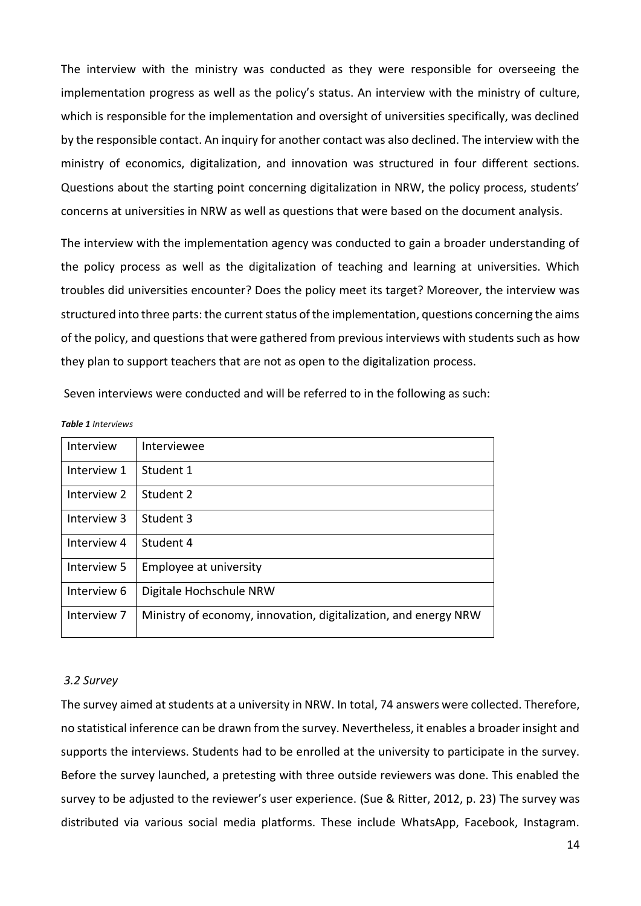The interview with the ministry was conducted as they were responsible for overseeing the implementation progress as well as the policy's status. An interview with the ministry of culture, which is responsible for the implementation and oversight of universities specifically, was declined by the responsible contact. An inquiry for another contact was also declined. The interview with the ministry of economics, digitalization, and innovation was structured in four different sections. Questions about the starting point concerning digitalization in NRW, the policy process, students' concerns at universities in NRW as well as questions that were based on the document analysis.

The interview with the implementation agency was conducted to gain a broader understanding of the policy process as well as the digitalization of teaching and learning at universities. Which troubles did universities encounter? Does the policy meet its target? Moreover, the interview was structured into three parts: the current status of the implementation, questions concerning the aims of the policy, and questions that were gathered from previous interviews with students such as how they plan to support teachers that are not as open to the digitalization process.

Seven interviews were conducted and will be referred to in the following as such:

***Table 1*** *Interviews*

| Interview | Interviewee |
|---|---|
| Interview 1 | Student 1 |
| Interview 2 | Student 2 |
| Interview 3 | Student 3 |
| Interview 4 | Student 4 |
| Interview 5 | Employee at university |
| Interview 6 | Digitale Hochschule NRW |
| Interview 7 | Ministry of economy, innovation, digitalization, and energy NRW |

### *3.2 Survey*

The survey aimed at students at a university in NRW. In total, 74 answers were collected. Therefore, no statistical inference can be drawn from the survey. Nevertheless, it enables a broader insight and supports the interviews. Students had to be enrolled at the university to participate in the survey. Before the survey launched, a pretesting with three outside reviewers was done. This enabled the survey to be adjusted to the reviewer's user experience. (Sue & Ritter, 2012, p. 23) The survey was distributed via various social media platforms. These include WhatsApp, Facebook, Instagram.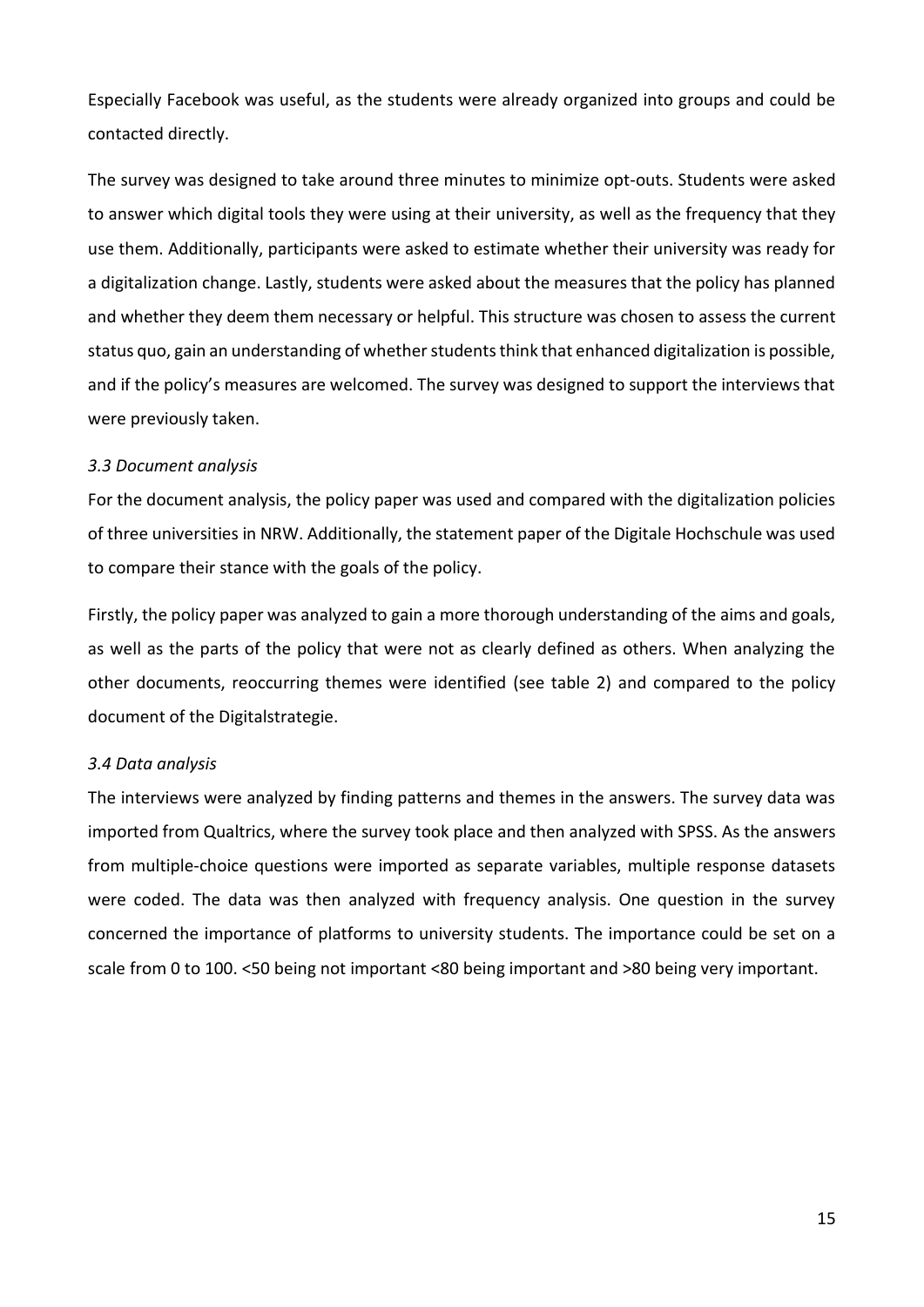Especially Facebook was useful, as the students were already organized into groups and could be contacted directly.

The survey was designed to take around three minutes to minimize opt-outs. Students were asked to answer which digital tools they were using at their university, as well as the frequency that they use them. Additionally, participants were asked to estimate whether their university was ready for a digitalization change. Lastly, students were asked about the measures that the policy has planned and whether they deem them necessary or helpful. This structure was chosen to assess the current status quo, gain an understanding of whether students think that enhanced digitalization is possible, and if the policy's measures are welcomed. The survey was designed to support the interviews that were previously taken.

### *3.3 Document analysis*

For the document analysis, the policy paper was used and compared with the digitalization policies of three universities in NRW. Additionally, the statement paper of the Digitale Hochschule was used to compare their stance with the goals of the policy.

Firstly, the policy paper was analyzed to gain a more thorough understanding of the aims and goals, as well as the parts of the policy that were not as clearly defined as others. When analyzing the other documents, reoccurring themes were identified (see table 2) and compared to the policy document of the Digitalstrategie.

### *3.4 Data analysis*

The interviews were analyzed by finding patterns and themes in the answers. The survey data was imported from Qualtrics, where the survey took place and then analyzed with SPSS. As the answers from multiple-choice questions were imported as separate variables, multiple response datasets were coded. The data was then analyzed with frequency analysis. One question in the survey concerned the importance of platforms to university students. The importance could be set on a scale from 0 to 100. <50 being not important <80 being important and >80 being very important.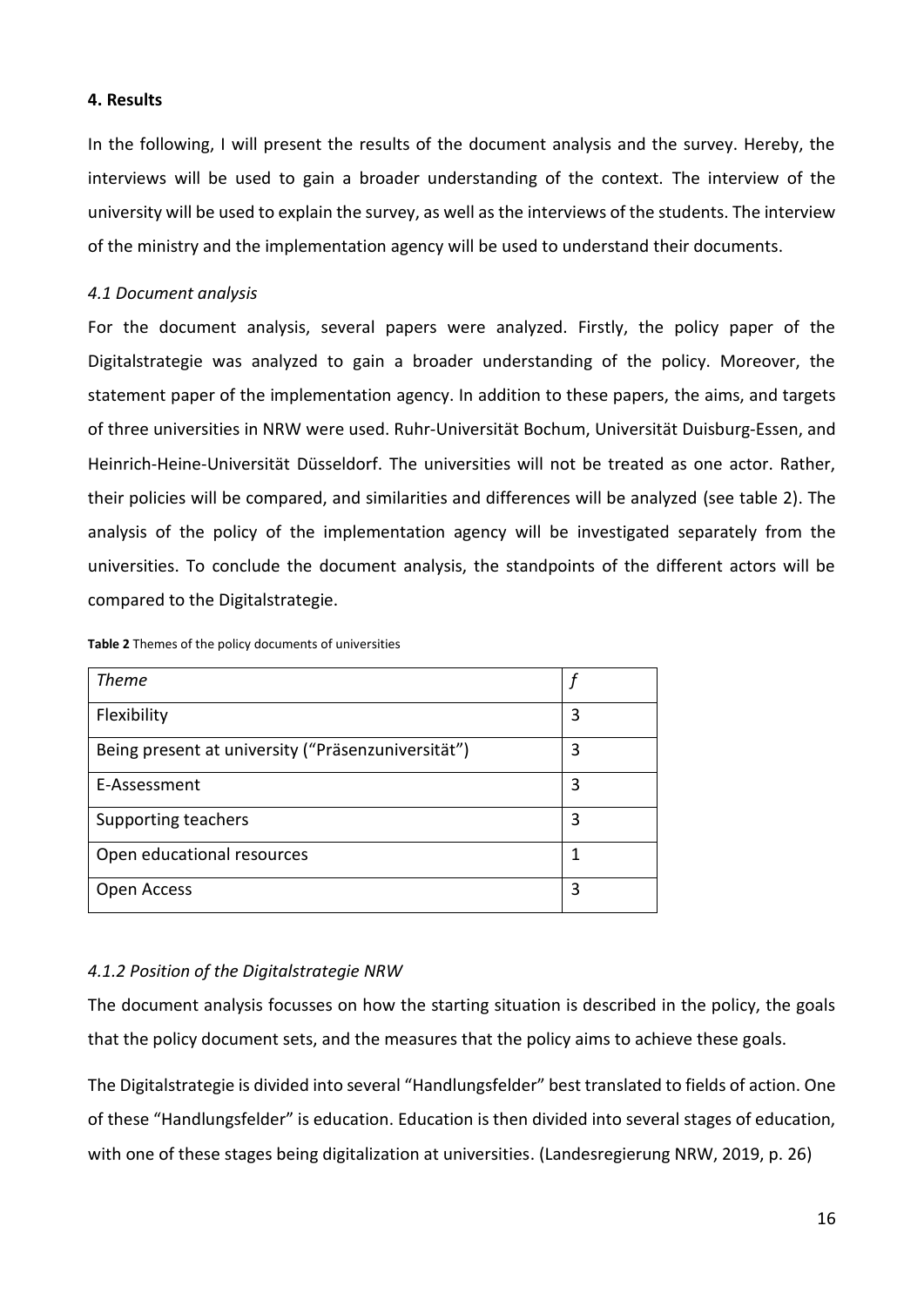## 4. Results

In the following, I will present the results of the document analysis and the survey. Hereby, the interviews will be used to gain a broader understanding of the context. The interview of the university will be used to explain the survey, as well as the interviews of the students. The interview of the ministry and the implementation agency will be used to understand their documents.

### *4.1 Document analysis*

For the document analysis, several papers were analyzed. Firstly, the policy paper of the Digitalstrategie was analyzed to gain a broader understanding of the policy. Moreover, the statement paper of the implementation agency. In addition to these papers, the aims, and targets of three universities in NRW were used. Ruhr-Universität Bochum, Universität Duisburg-Essen, and Heinrich-Heine-Universität Düsseldorf. The universities will not be treated as one actor. Rather, their policies will be compared, and similarities and differences will be analyzed (see table 2). The analysis of the policy of the implementation agency will be investigated separately from the universities. To conclude the document analysis, the standpoints of the different actors will be compared to the Digitalstrategie.

**Table 2** Themes of the policy documents of universities

| *Theme* | *f* |
|---|---|
| Flexibility | 3 |
| Being present at university ("Präsenzuniversität") | 3 |
| E-Assessment | 3 |
| Supporting teachers | 3 |
| Open educational resources | 1 |
| Open Access | 3 |

#### *4.1.2 Position of the Digitalstrategie NRW*

The document analysis focusses on how the starting situation is described in the policy, the goals that the policy document sets, and the measures that the policy aims to achieve these goals.

The Digitalstrategie is divided into several "Handlungsfelder" best translated to fields of action. One of these "Handlungsfelder" is education. Education is then divided into several stages of education, with one of these stages being digitalization at universities. (Landesregierung NRW, 2019, p. 26)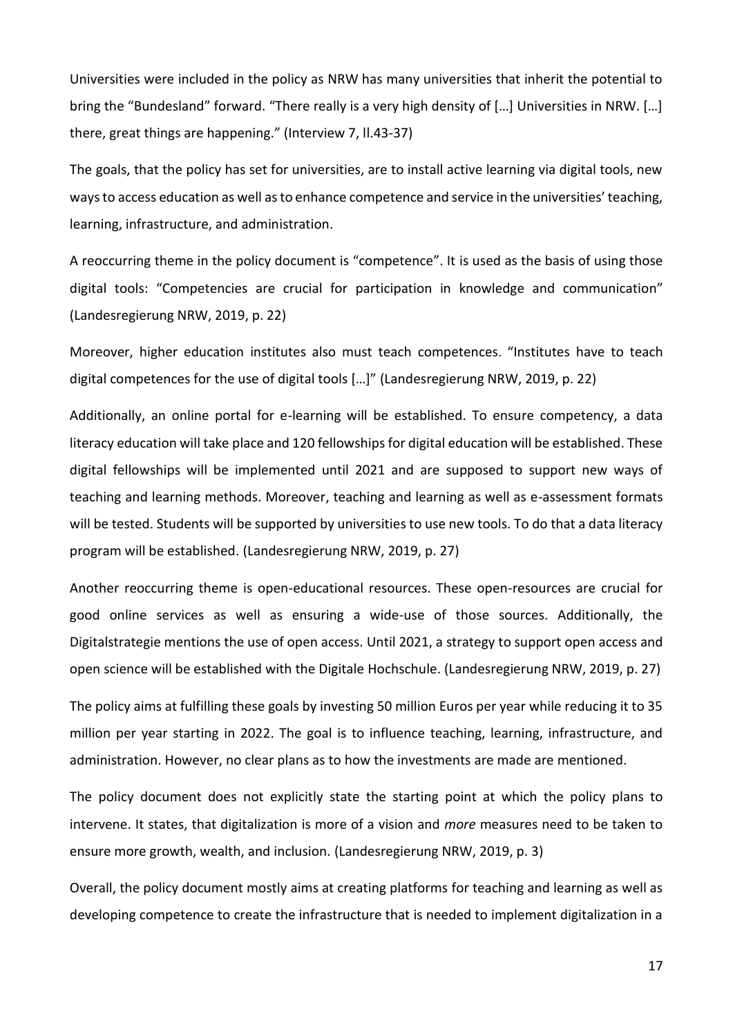Universities were included in the policy as NRW has many universities that inherit the potential to bring the "Bundesland" forward. "There really is a very high density of […] Universities in NRW. […] there, great things are happening." (Interview 7, ll.43-37)

The goals, that the policy has set for universities, are to install active learning via digital tools, new ways to access education as well as to enhance competence and service in the universities' teaching, learning, infrastructure, and administration.

A reoccurring theme in the policy document is "competence". It is used as the basis of using those digital tools: "Competencies are crucial for participation in knowledge and communication" (Landesregierung NRW, 2019, p. 22)

Moreover, higher education institutes also must teach competences. "Institutes have to teach digital competences for the use of digital tools […]" (Landesregierung NRW, 2019, p. 22)

Additionally, an online portal for e-learning will be established. To ensure competency, a data literacy education will take place and 120 fellowships for digital education will be established. These digital fellowships will be implemented until 2021 and are supposed to support new ways of teaching and learning methods. Moreover, teaching and learning as well as e-assessment formats will be tested. Students will be supported by universities to use new tools. To do that a data literacy program will be established. (Landesregierung NRW, 2019, p. 27)

Another reoccurring theme is open-educational resources. These open-resources are crucial for good online services as well as ensuring a wide-use of those sources. Additionally, the Digitalstrategie mentions the use of open access. Until 2021, a strategy to support open access and open science will be established with the Digitale Hochschule. (Landesregierung NRW, 2019, p. 27)

The policy aims at fulfilling these goals by investing 50 million Euros per year while reducing it to 35 million per year starting in 2022. The goal is to influence teaching, learning, infrastructure, and administration. However, no clear plans as to how the investments are made are mentioned.

The policy document does not explicitly state the starting point at which the policy plans to intervene. It states, that digitalization is more of a vision and *more* measures need to be taken to ensure more growth, wealth, and inclusion. (Landesregierung NRW, 2019, p. 3)

Overall, the policy document mostly aims at creating platforms for teaching and learning as well as developing competence to create the infrastructure that is needed to implement digitalization in a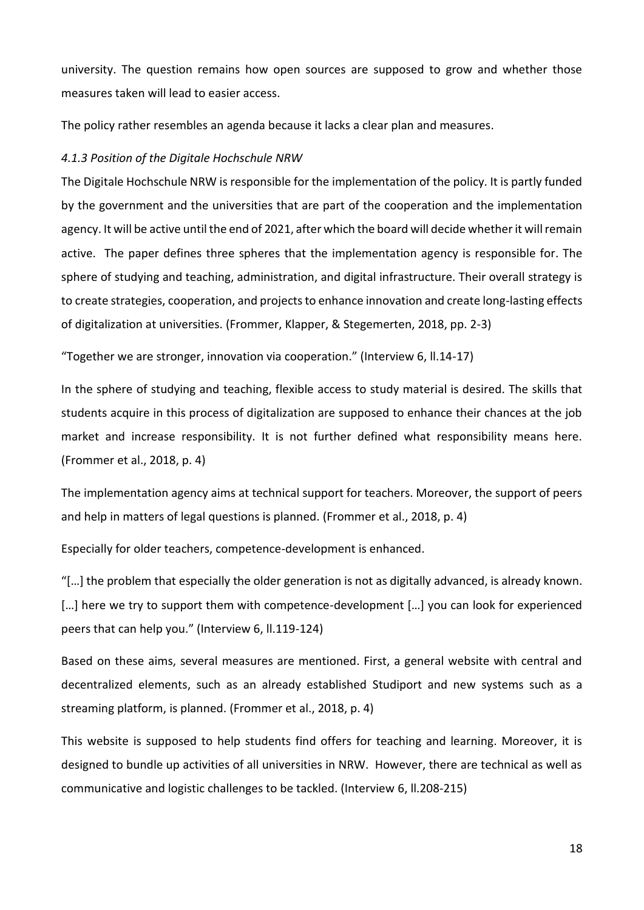university. The question remains how open sources are supposed to grow and whether those measures taken will lead to easier access.

The policy rather resembles an agenda because it lacks a clear plan and measures.

#### *4.1.3 Position of the Digitale Hochschule NRW*

The Digitale Hochschule NRW is responsible for the implementation of the policy. It is partly funded by the government and the universities that are part of the cooperation and the implementation agency. It will be active until the end of 2021, after which the board will decide whether it will remain active. The paper defines three spheres that the implementation agency is responsible for. The sphere of studying and teaching, administration, and digital infrastructure. Their overall strategy is to create strategies, cooperation, and projects to enhance innovation and create long-lasting effects of digitalization at universities. (Frommer, Klapper, & Stegemerten, 2018, pp. 2-3)

"Together we are stronger, innovation via cooperation." (Interview 6, ll.14-17)

In the sphere of studying and teaching, flexible access to study material is desired. The skills that students acquire in this process of digitalization are supposed to enhance their chances at the job market and increase responsibility. It is not further defined what responsibility means here. (Frommer et al., 2018, p. 4)

The implementation agency aims at technical support for teachers. Moreover, the support of peers and help in matters of legal questions is planned. (Frommer et al., 2018, p. 4)

Especially for older teachers, competence-development is enhanced.

"[…] the problem that especially the older generation is not as digitally advanced, is already known. […] here we try to support them with competence-development […] you can look for experienced peers that can help you." (Interview 6, ll.119-124)

Based on these aims, several measures are mentioned. First, a general website with central and decentralized elements, such as an already established Studiport and new systems such as a streaming platform, is planned. (Frommer et al., 2018, p. 4)

This website is supposed to help students find offers for teaching and learning. Moreover, it is designed to bundle up activities of all universities in NRW. However, there are technical as well as communicative and logistic challenges to be tackled. (Interview 6, ll.208-215)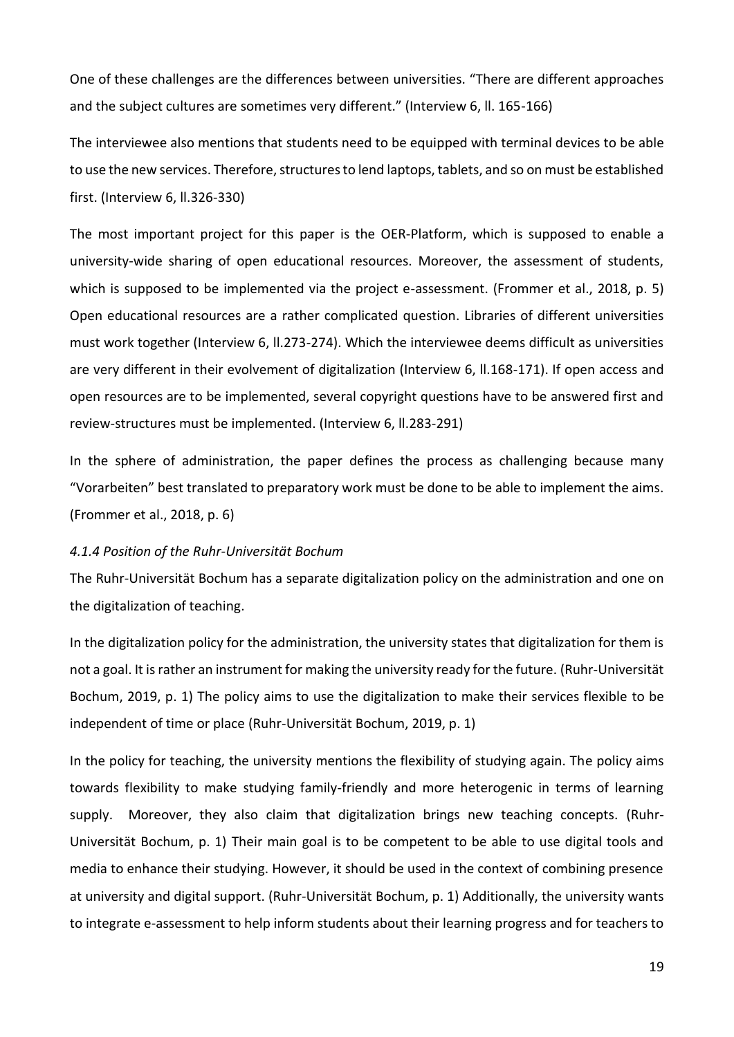One of these challenges are the differences between universities. “There are different approaches and the subject cultures are sometimes very different.” (Interview 6, ll. 165-166)

The interviewee also mentions that students need to be equipped with terminal devices to be able to use the new services. Therefore, structures to lend laptops, tablets, and so on must be established first. (Interview 6, ll.326-330)

The most important project for this paper is the OER-Platform, which is supposed to enable a university-wide sharing of open educational resources. Moreover, the assessment of students, which is supposed to be implemented via the project e-assessment. (Frommer et al., 2018, p. 5) Open educational resources are a rather complicated question. Libraries of different universities must work together (Interview 6, ll.273-274). Which the interviewee deems difficult as universities are very different in their evolvement of digitalization (Interview 6, ll.168-171). If open access and open resources are to be implemented, several copyright questions have to be answered first and review-structures must be implemented. (Interview 6, ll.283-291)

In the sphere of administration, the paper defines the process as challenging because many “Vorarbeiten” best translated to preparatory work must be done to be able to implement the aims. (Frommer et al., 2018, p. 6)

#### *4.1.4 Position of the Ruhr-Universität Bochum*

The Ruhr-Universität Bochum has a separate digitalization policy on the administration and one on the digitalization of teaching.

In the digitalization policy for the administration, the university states that digitalization for them is not a goal. It is rather an instrument for making the university ready for the future. (Ruhr-Universität Bochum, 2019, p. 1) The policy aims to use the digitalization to make their services flexible to be independent of time or place (Ruhr-Universität Bochum, 2019, p. 1)

In the policy for teaching, the university mentions the flexibility of studying again. The policy aims towards flexibility to make studying family-friendly and more heterogenic in terms of learning supply. Moreover, they also claim that digitalization brings new teaching concepts. (Ruhr-Universität Bochum, p. 1) Their main goal is to be competent to be able to use digital tools and media to enhance their studying. However, it should be used in the context of combining presence at university and digital support. (Ruhr-Universität Bochum, p. 1) Additionally, the university wants to integrate e-assessment to help inform students about their learning progress and for teachers to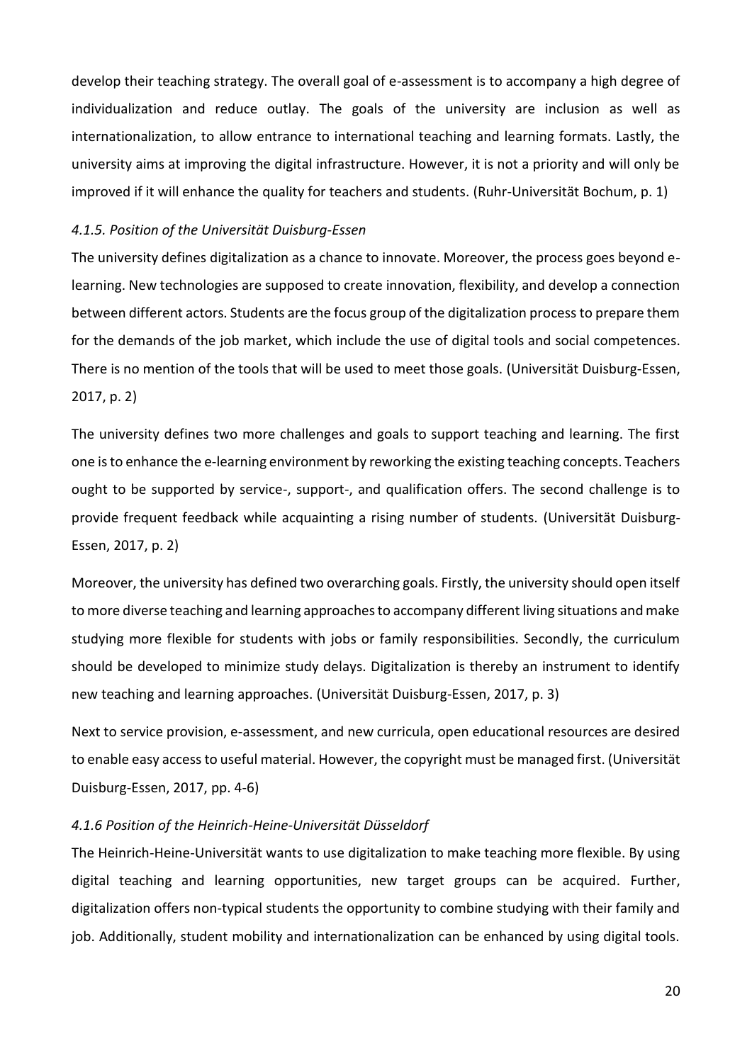develop their teaching strategy. The overall goal of e-assessment is to accompany a high degree of individualization and reduce outlay. The goals of the university are inclusion as well as internationalization, to allow entrance to international teaching and learning formats. Lastly, the university aims at improving the digital infrastructure. However, it is not a priority and will only be improved if it will enhance the quality for teachers and students. (Ruhr-Universität Bochum, p. 1)

#### *4.1.5. Position of the Universität Duisburg-Essen*

The university defines digitalization as a chance to innovate. Moreover, the process goes beyond e-learning. New technologies are supposed to create innovation, flexibility, and develop a connection between different actors. Students are the focus group of the digitalization process to prepare them for the demands of the job market, which include the use of digital tools and social competences. There is no mention of the tools that will be used to meet those goals. (Universität Duisburg-Essen, 2017, p. 2)

The university defines two more challenges and goals to support teaching and learning. The first one is to enhance the e-learning environment by reworking the existing teaching concepts. Teachers ought to be supported by service-, support-, and qualification offers. The second challenge is to provide frequent feedback while acquainting a rising number of students. (Universität Duisburg-Essen, 2017, p. 2)

Moreover, the university has defined two overarching goals. Firstly, the university should open itself to more diverse teaching and learning approaches to accompany different living situations and make studying more flexible for students with jobs or family responsibilities. Secondly, the curriculum should be developed to minimize study delays. Digitalization is thereby an instrument to identify new teaching and learning approaches. (Universität Duisburg-Essen, 2017, p. 3)

Next to service provision, e-assessment, and new curricula, open educational resources are desired to enable easy access to useful material. However, the copyright must be managed first. (Universität Duisburg-Essen, 2017, pp. 4-6)

#### *4.1.6 Position of the Heinrich-Heine-Universität Düsseldorf*

The Heinrich-Heine-Universität wants to use digitalization to make teaching more flexible. By using digital teaching and learning opportunities, new target groups can be acquired. Further, digitalization offers non-typical students the opportunity to combine studying with their family and job. Additionally, student mobility and internationalization can be enhanced by using digital tools.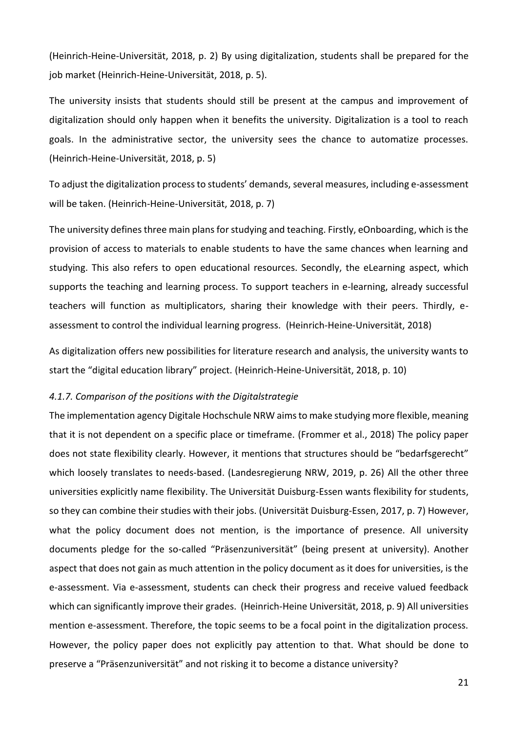(Heinrich-Heine-Universität, 2018, p. 2) By using digitalization, students shall be prepared for the job market (Heinrich-Heine-Universität, 2018, p. 5).

The university insists that students should still be present at the campus and improvement of digitalization should only happen when it benefits the university. Digitalization is a tool to reach goals. In the administrative sector, the university sees the chance to automatize processes. (Heinrich-Heine-Universität, 2018, p. 5)

To adjust the digitalization process to students' demands, several measures, including e-assessment will be taken. (Heinrich-Heine-Universität, 2018, p. 7)

The university defines three main plans for studying and teaching. Firstly, eOnboarding, which is the provision of access to materials to enable students to have the same chances when learning and studying. This also refers to open educational resources. Secondly, the eLearning aspect, which supports the teaching and learning process. To support teachers in e-learning, already successful teachers will function as multiplicators, sharing their knowledge with their peers. Thirdly, e-assessment to control the individual learning progress. (Heinrich-Heine-Universität, 2018)

As digitalization offers new possibilities for literature research and analysis, the university wants to start the "digital education library" project. (Heinrich-Heine-Universität, 2018, p. 10)

#### *4.1.7. Comparison of the positions with the Digitalstrategie*

The implementation agency Digitale Hochschule NRW aims to make studying more flexible, meaning that it is not dependent on a specific place or timeframe. (Frommer et al., 2018) The policy paper does not state flexibility clearly. However, it mentions that structures should be "bedarfsgerecht" which loosely translates to needs-based. (Landesregierung NRW, 2019, p. 26) All the other three universities explicitly name flexibility. The Universität Duisburg-Essen wants flexibility for students, so they can combine their studies with their jobs. (Universität Duisburg-Essen, 2017, p. 7) However, what the policy document does not mention, is the importance of presence. All university documents pledge for the so-called "Präsenzuniversität" (being present at university). Another aspect that does not gain as much attention in the policy document as it does for universities, is the e-assessment. Via e-assessment, students can check their progress and receive valued feedback which can significantly improve their grades. (Heinrich-Heine Universität, 2018, p. 9) All universities mention e-assessment. Therefore, the topic seems to be a focal point in the digitalization process. However, the policy paper does not explicitly pay attention to that. What should be done to preserve a "Präsenzuniversität" and not risking it to become a distance university?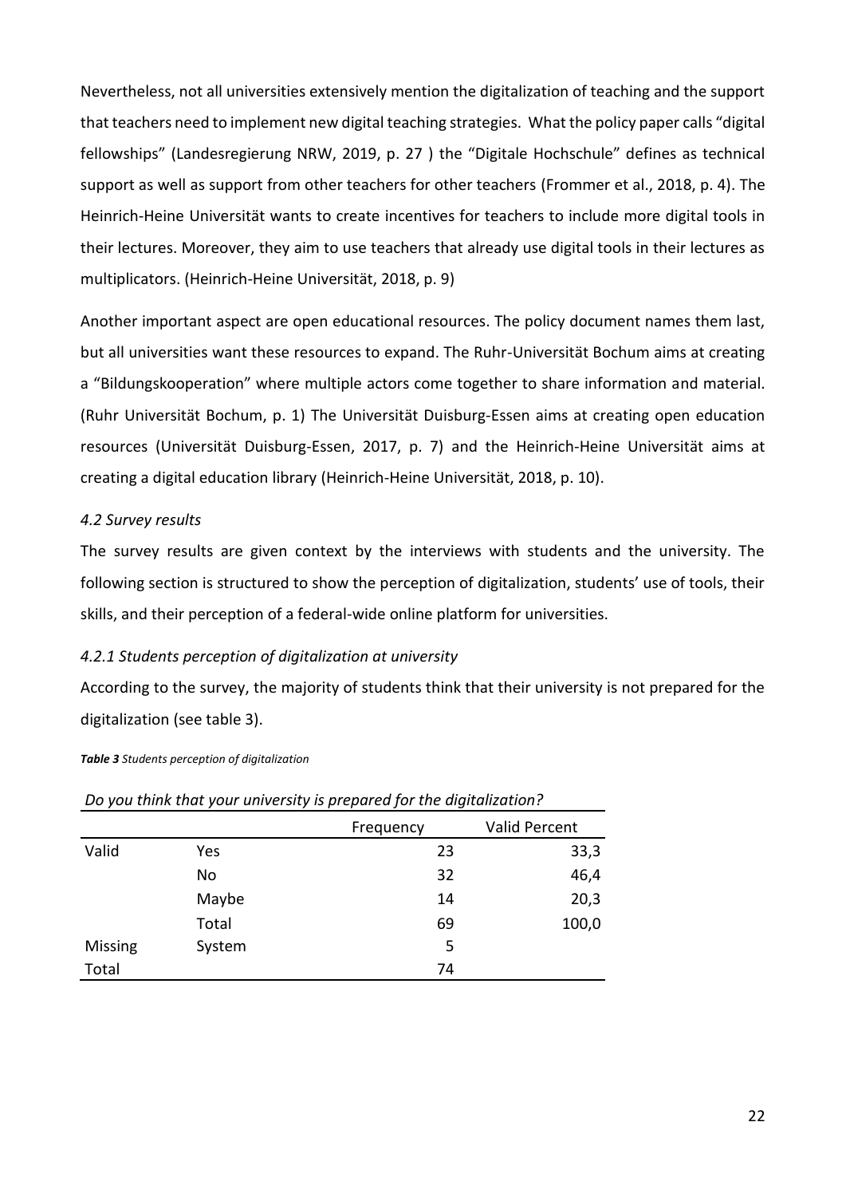Nevertheless, not all universities extensively mention the digitalization of teaching and the support that teachers need to implement new digital teaching strategies. What the policy paper calls "digital fellowships" (Landesregierung NRW, 2019, p. 27 ) the "Digitale Hochschule" defines as technical support as well as support from other teachers for other teachers (Frommer et al., 2018, p. 4). The Heinrich-Heine Universität wants to create incentives for teachers to include more digital tools in their lectures. Moreover, they aim to use teachers that already use digital tools in their lectures as multiplicators. (Heinrich-Heine Universität, 2018, p. 9)

Another important aspect are open educational resources. The policy document names them last, but all universities want these resources to expand. The Ruhr-Universität Bochum aims at creating a "Bildungskooperation" where multiple actors come together to share information and material. (Ruhr Universität Bochum, p. 1) The Universität Duisburg-Essen aims at creating open education resources (Universität Duisburg-Essen, 2017, p. 7) and the Heinrich-Heine Universität aims at creating a digital education library (Heinrich-Heine Universität, 2018, p. 10).

### *4.2 Survey results*

The survey results are given context by the interviews with students and the university. The following section is structured to show the perception of digitalization, students' use of tools, their skills, and their perception of a federal-wide online platform for universities.

#### *4.2.1 Students perception of digitalization at university*

According to the survey, the majority of students think that their university is not prepared for the digitalization (see table 3).

***Table 3*** *Students perception of digitalization*

*Do you think that your university is prepared for the digitalization?*

| | | Frequency | Valid Percent |
|---|---|---|---|
| Valid | Yes | 23 | 33,3 |
| | No | 32 | 46,4 |
| | Maybe | 14 | 20,3 |
| | Total | 69 | 100,0 |
| Missing | System | 5 | |
| Total | | 74 | |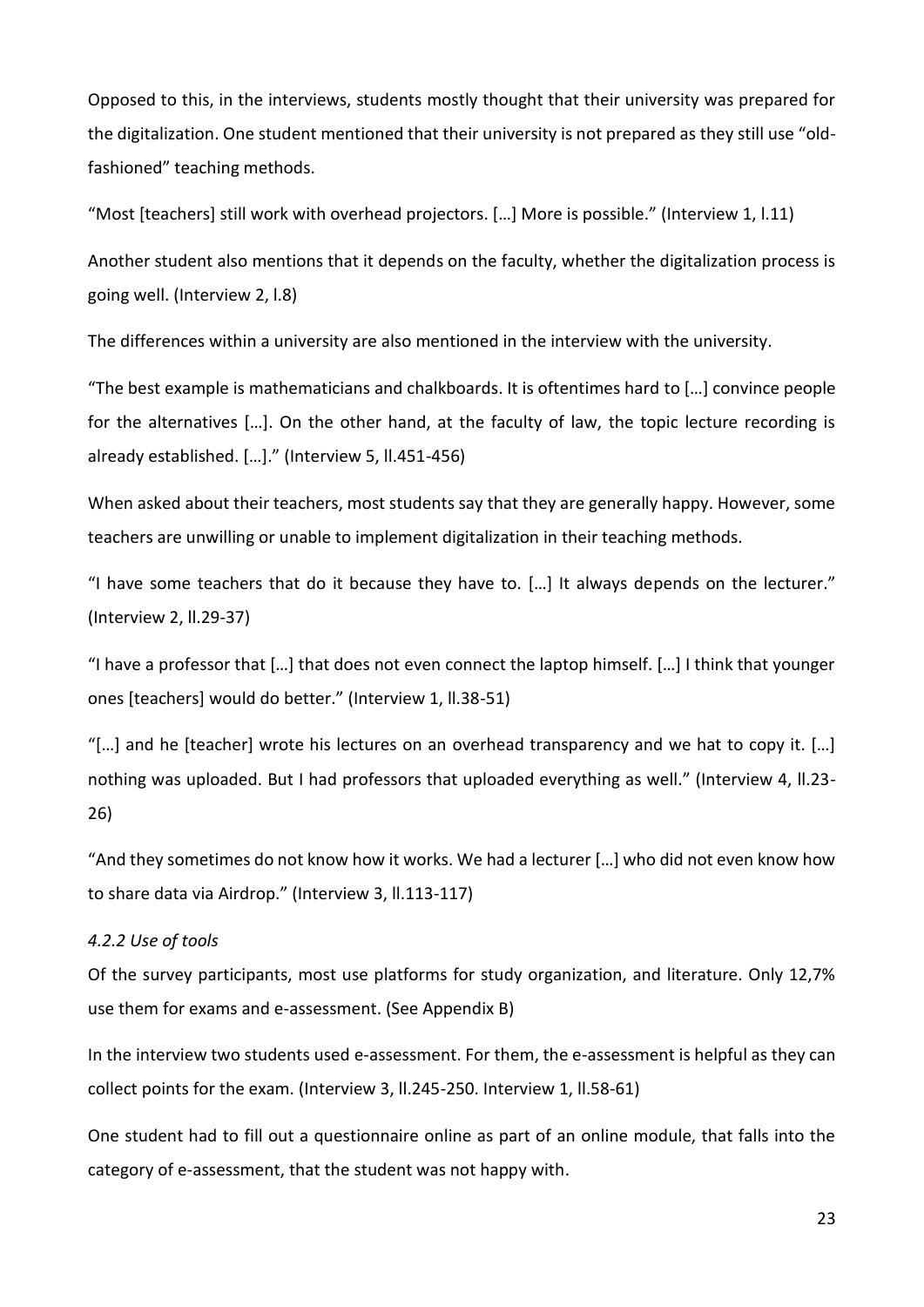Opposed to this, in the interviews, students mostly thought that their university was prepared for the digitalization. One student mentioned that their university is not prepared as they still use "old-fashioned" teaching methods.

"Most [teachers] still work with overhead projectors. […] More is possible." (Interview 1, l.11)

Another student also mentions that it depends on the faculty, whether the digitalization process is going well. (Interview 2, l.8)

The differences within a university are also mentioned in the interview with the university.

"The best example is mathematicians and chalkboards. It is oftentimes hard to […] convince people for the alternatives […]. On the other hand, at the faculty of law, the topic lecture recording is already established. […]." (Interview 5, ll.451-456)

When asked about their teachers, most students say that they are generally happy. However, some teachers are unwilling or unable to implement digitalization in their teaching methods.

"I have some teachers that do it because they have to. […] It always depends on the lecturer." (Interview 2, ll.29-37)

"I have a professor that […] that does not even connect the laptop himself. […] I think that younger ones [teachers] would do better." (Interview 1, ll.38-51)

"[…] and he [teacher] wrote his lectures on an overhead transparency and we hat to copy it. […] nothing was uploaded. But I had professors that uploaded everything as well." (Interview 4, ll.23-26)

"And they sometimes do not know how it works. We had a lecturer […] who did not even know how to share data via Airdrop." (Interview 3, ll.113-117)

#### *4.2.2 Use of tools*

Of the survey participants, most use platforms for study organization, and literature. Only 12,7% use them for exams and e-assessment. (See Appendix B)

In the interview two students used e-assessment. For them, the e-assessment is helpful as they can collect points for the exam. (Interview 3, ll.245-250. Interview 1, ll.58-61)

One student had to fill out a questionnaire online as part of an online module, that falls into the category of e-assessment, that the student was not happy with.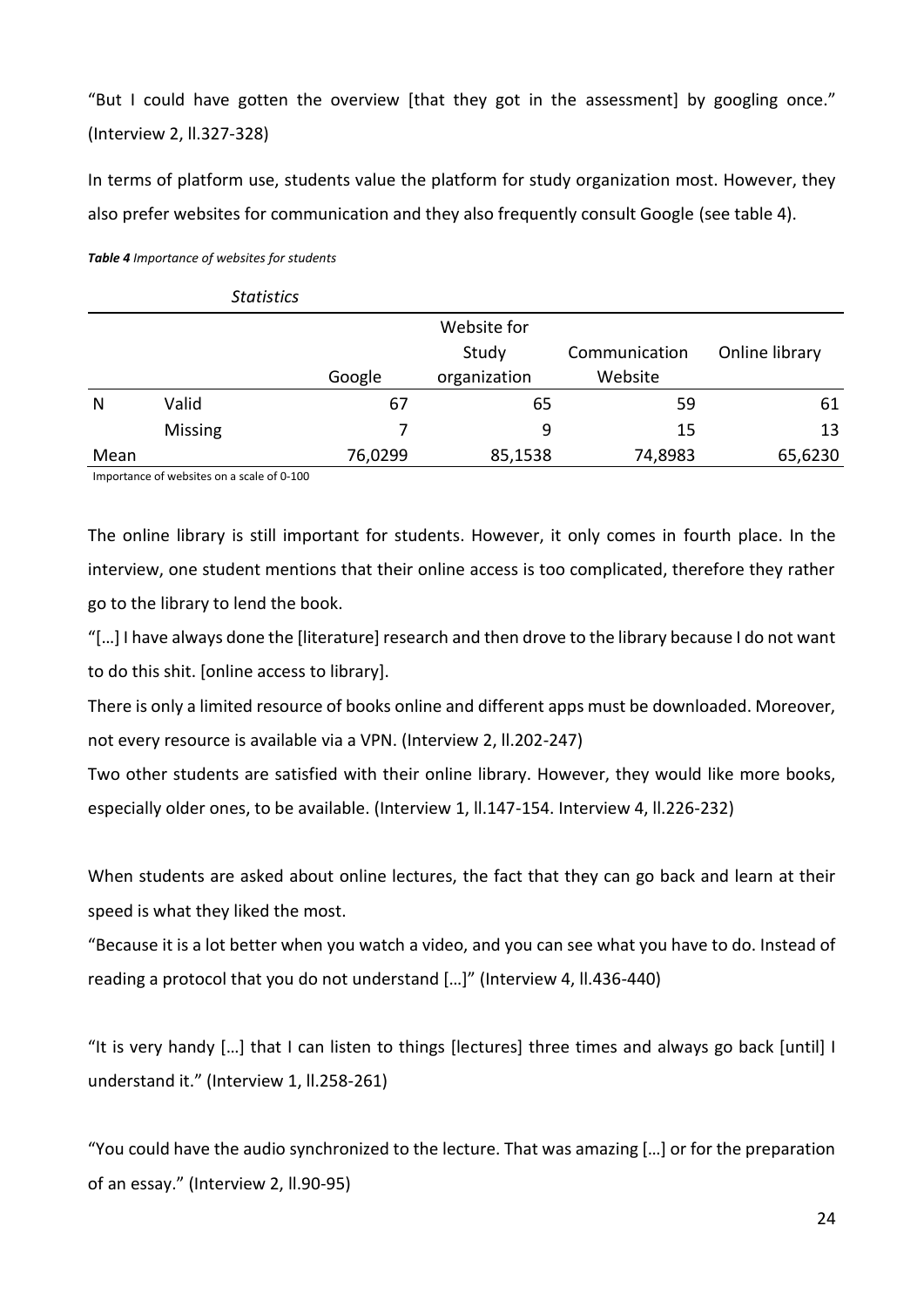"But I could have gotten the overview [that they got in the assessment] by googling once." (Interview 2, ll.327-328)

In terms of platform use, students value the platform for study organization most. However, they also prefer websites for communication and they also frequently consult Google (see table 4).

***Table 4** Importance of websites for students*

*Statistics*

| | | Google | Website for Study organization | Communication Website | Online library |
|---|---|---|---|---|---|
| N | Valid | 67 | 65 | 59 | 61 |
| | Missing | 7 | 9 | 15 | 13 |
| Mean | | 76,0299 | 85,1538 | 74,8983 | 65,6230 |

Importance of websites on a scale of 0-100

The online library is still important for students. However, it only comes in fourth place. In the interview, one student mentions that their online access is too complicated, therefore they rather go to the library to lend the book.

"[…] I have always done the [literature] research and then drove to the library because I do not want to do this shit. [online access to library].

There is only a limited resource of books online and different apps must be downloaded. Moreover, not every resource is available via a VPN. (Interview 2, ll.202-247)

Two other students are satisfied with their online library. However, they would like more books, especially older ones, to be available. (Interview 1, ll.147-154. Interview 4, ll.226-232)

When students are asked about online lectures, the fact that they can go back and learn at their speed is what they liked the most.

"Because it is a lot better when you watch a video, and you can see what you have to do. Instead of reading a protocol that you do not understand […]" (Interview 4, ll.436-440)

"It is very handy […] that I can listen to things [lectures] three times and always go back [until] I understand it." (Interview 1, ll.258-261)

"You could have the audio synchronized to the lecture. That was amazing […] or for the preparation of an essay." (Interview 2, ll.90-95)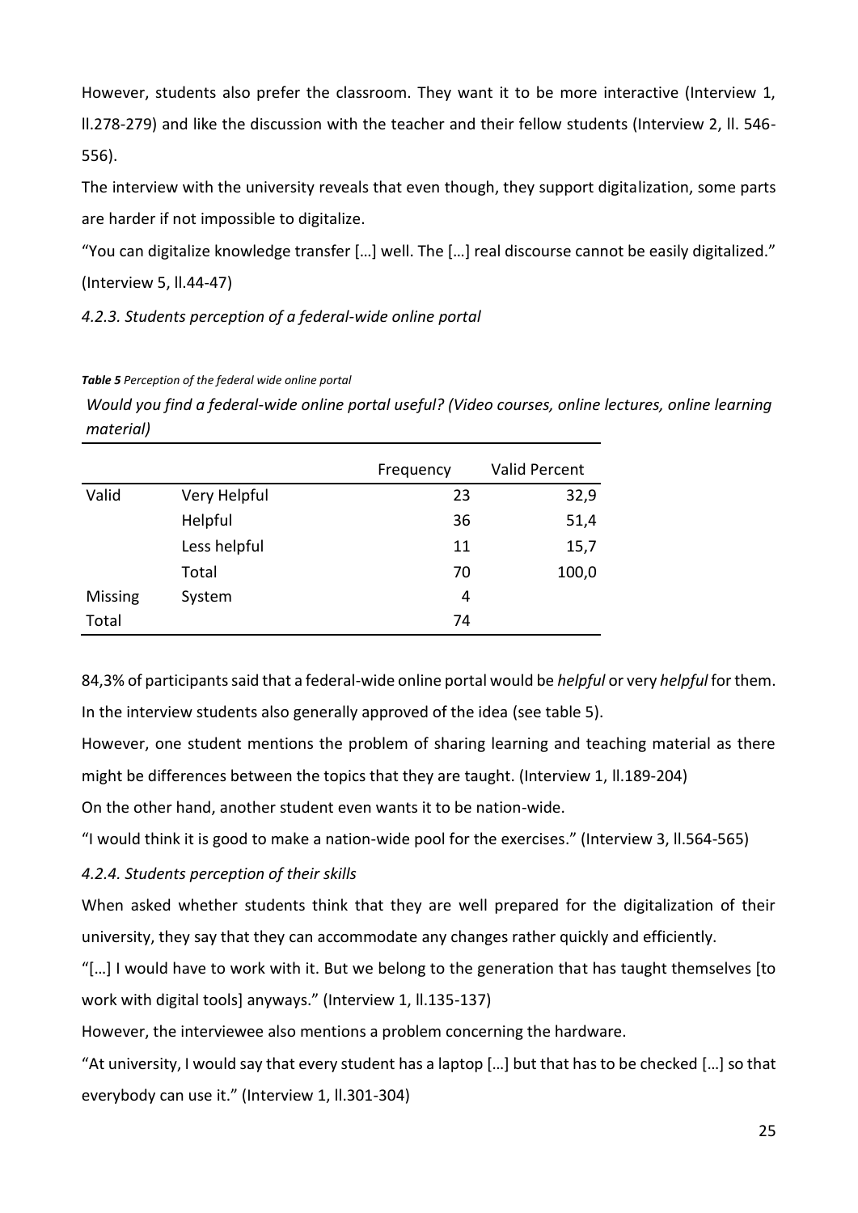However, students also prefer the classroom. They want it to be more interactive (Interview 1, ll.278-279) and like the discussion with the teacher and their fellow students (Interview 2, ll. 546-556).

The interview with the university reveals that even though, they support digitalization, some parts are harder if not impossible to digitalize.

"You can digitalize knowledge transfer […] well. The […] real discourse cannot be easily digitalized." (Interview 5, ll.44-47)

#### *4.2.3. Students perception of a federal-wide online portal*

***Table 5*** *Perception of the federal wide online portal*

*Would you find a federal-wide online portal useful? (Video courses, online lectures, online learning material)*

| | | Frequency | Valid Percent |
|---|---|---|---|
| Valid | Very Helpful | 23 | 32,9 |
| | Helpful | 36 | 51,4 |
| | Less helpful | 11 | 15,7 |
| | Total | 70 | 100,0 |
| Missing | System | 4 | |
| Total | | 74 | |

84,3% of participants said that a federal-wide online portal would be *helpful* or very *helpful* for them. In the interview students also generally approved of the idea (see table 5).

However, one student mentions the problem of sharing learning and teaching material as there might be differences between the topics that they are taught. (Interview 1, ll.189-204)

On the other hand, another student even wants it to be nation-wide.

"I would think it is good to make a nation-wide pool for the exercises." (Interview 3, ll.564-565)

#### *4.2.4. Students perception of their skills*

When asked whether students think that they are well prepared for the digitalization of their university, they say that they can accommodate any changes rather quickly and efficiently.

"[…] I would have to work with it. But we belong to the generation that has taught themselves [to work with digital tools] anyways." (Interview 1, ll.135-137)

However, the interviewee also mentions a problem concerning the hardware.

"At university, I would say that every student has a laptop […] but that has to be checked […] so that everybody can use it." (Interview 1, ll.301-304)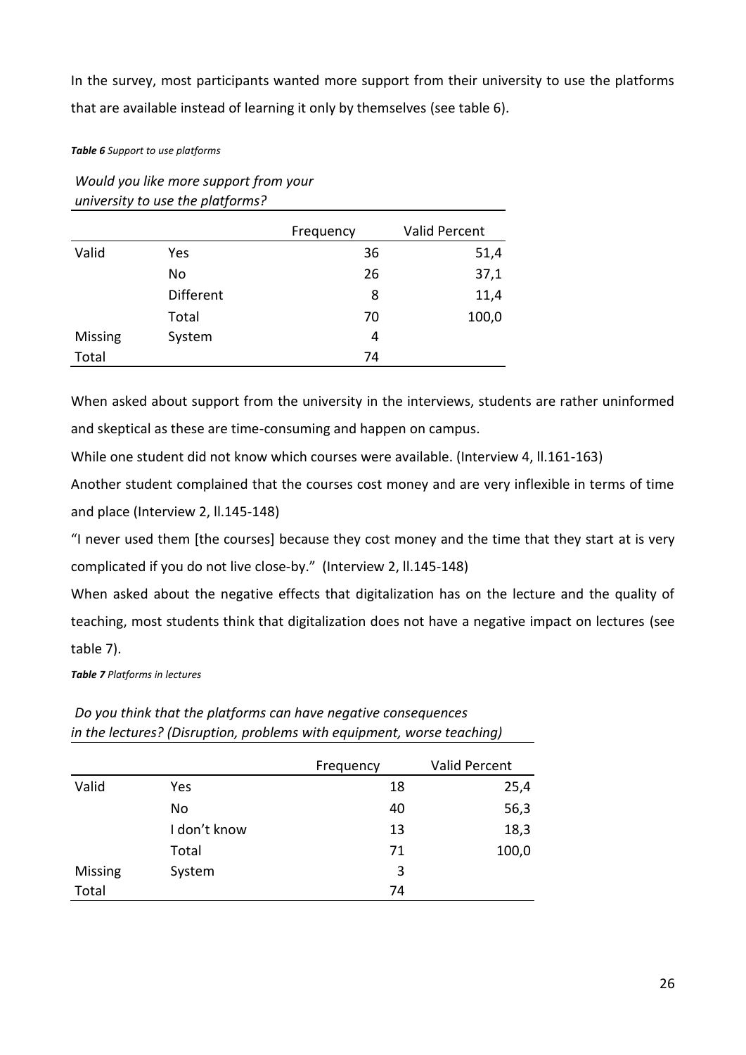In the survey, most participants wanted more support from their university to use the platforms that are available instead of learning it only by themselves (see table 6).

***Table 6*** *Support to use platforms*

*Would you like more support from your university to use the platforms?*

| | | Frequency | Valid Percent |
|---|---|---|---|
| Valid | Yes | 36 | 51,4 |
| | No | 26 | 37,1 |
| | Different | 8 | 11,4 |
| | Total | 70 | 100,0 |
| Missing | System | 4 | |
| Total | | 74 | |

When asked about support from the university in the interviews, students are rather uninformed and skeptical as these are time-consuming and happen on campus.

While one student did not know which courses were available. (Interview 4, ll.161-163)

Another student complained that the courses cost money and are very inflexible in terms of time and place (Interview 2, ll.145-148)

"I never used them [the courses] because they cost money and the time that they start at is very complicated if you do not live close-by." (Interview 2, ll.145-148)

When asked about the negative effects that digitalization has on the lecture and the quality of teaching, most students think that digitalization does not have a negative impact on lectures (see table 7).

***Table 7*** *Platforms in lectures*

*Do you think that the platforms can have negative consequences in the lectures? (Disruption, problems with equipment, worse teaching)*

| | | Frequency | Valid Percent |
|---|---|---|---|
| Valid | Yes | 18 | 25,4 |
| | No | 40 | 56,3 |
| | I don't know | 13 | 18,3 |
| | Total | 71 | 100,0 |
| Missing | System | 3 | |
| Total | | 74 | |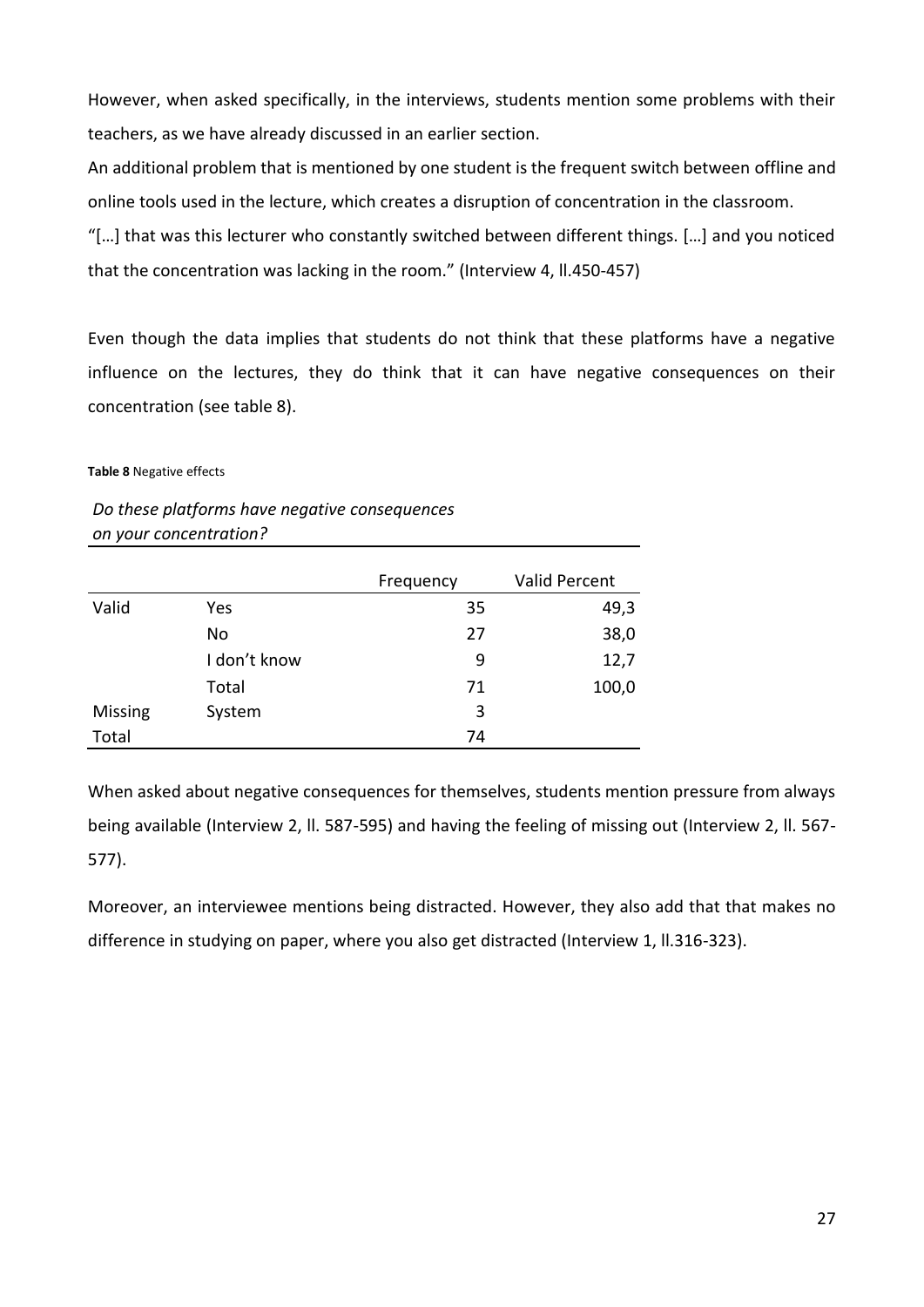However, when asked specifically, in the interviews, students mention some problems with their teachers, as we have already discussed in an earlier section.

An additional problem that is mentioned by one student is the frequent switch between offline and online tools used in the lecture, which creates a disruption of concentration in the classroom.

"[…] that was this lecturer who constantly switched between different things. […] and you noticed that the concentration was lacking in the room." (Interview 4, ll.450-457)

Even though the data implies that students do not think that these platforms have a negative influence on the lectures, they do think that it can have negative consequences on their concentration (see table 8).

**Table 8** Negative effects

*Do these platforms have negative consequences on your concentration?*

| | | Frequency | Valid Percent |
|---|---|---|---|
| Valid | Yes | 35 | 49,3 |
| | No | 27 | 38,0 |
| | I don't know | 9 | 12,7 |
| | Total | 71 | 100,0 |
| Missing | System | 3 | |
| Total | | 74 | |

When asked about negative consequences for themselves, students mention pressure from always being available (Interview 2, ll. 587-595) and having the feeling of missing out (Interview 2, ll. 567-577).

Moreover, an interviewee mentions being distracted. However, they also add that that makes no difference in studying on paper, where you also get distracted (Interview 1, ll.316-323).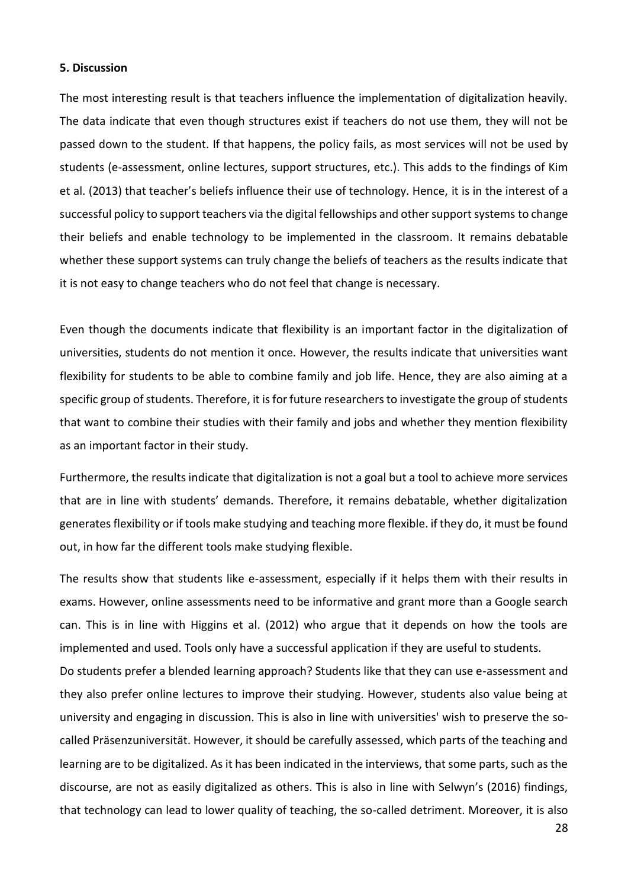**5. Discussion**

The most interesting result is that teachers influence the implementation of digitalization heavily. The data indicate that even though structures exist if teachers do not use them, they will not be passed down to the student. If that happens, the policy fails, as most services will not be used by students (e-assessment, online lectures, support structures, etc.). This adds to the findings of Kim et al. (2013) that teacher's beliefs influence their use of technology. Hence, it is in the interest of a successful policy to support teachers via the digital fellowships and other support systems to change their beliefs and enable technology to be implemented in the classroom. It remains debatable whether these support systems can truly change the beliefs of teachers as the results indicate that it is not easy to change teachers who do not feel that change is necessary.

Even though the documents indicate that flexibility is an important factor in the digitalization of universities, students do not mention it once. However, the results indicate that universities want flexibility for students to be able to combine family and job life. Hence, they are also aiming at a specific group of students. Therefore, it is for future researchers to investigate the group of students that want to combine their studies with their family and jobs and whether they mention flexibility as an important factor in their study.

Furthermore, the results indicate that digitalization is not a goal but a tool to achieve more services that are in line with students' demands. Therefore, it remains debatable, whether digitalization generates flexibility or if tools make studying and teaching more flexible. if they do, it must be found out, in how far the different tools make studying flexible.

The results show that students like e-assessment, especially if it helps them with their results in exams. However, online assessments need to be informative and grant more than a Google search can. This is in line with Higgins et al. (2012) who argue that it depends on how the tools are implemented and used. Tools only have a successful application if they are useful to students.

Do students prefer a blended learning approach? Students like that they can use e-assessment and they also prefer online lectures to improve their studying. However, students also value being at university and engaging in discussion. This is also in line with universities' wish to preserve the so-called Präsenzuniversität. However, it should be carefully assessed, which parts of the teaching and learning are to be digitalized. As it has been indicated in the interviews, that some parts, such as the discourse, are not as easily digitalized as others. This is also in line with Selwyn's (2016) findings, that technology can lead to lower quality of teaching, the so-called detriment. Moreover, it is also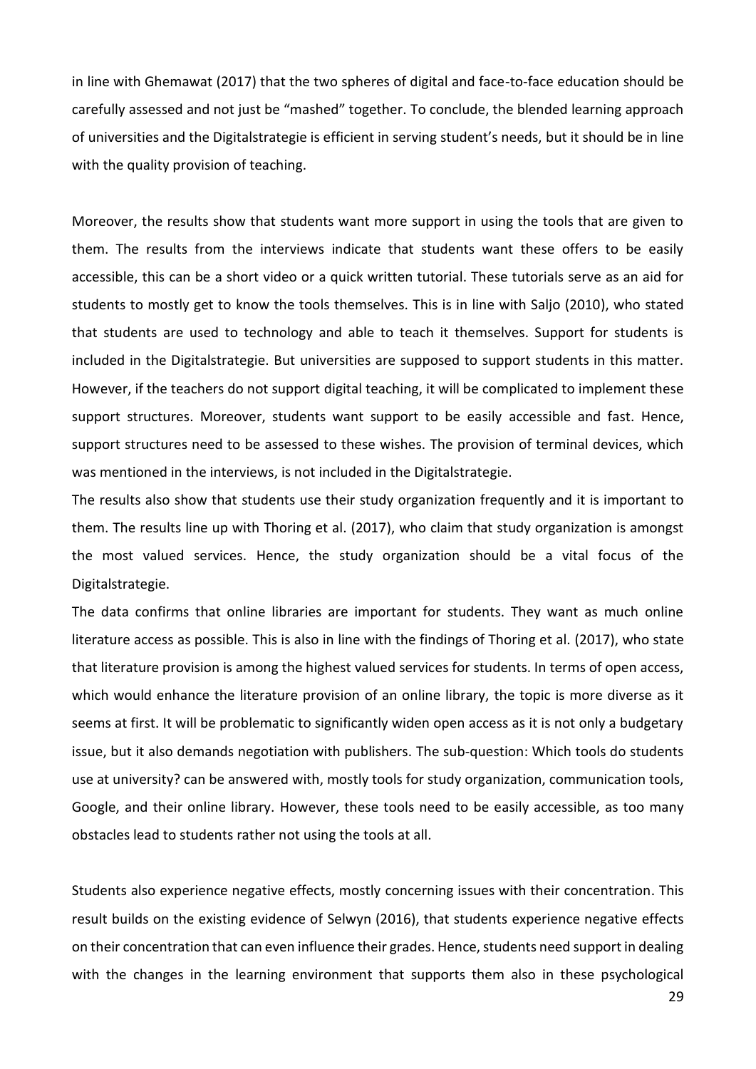in line with Ghemawat (2017) that the two spheres of digital and face-to-face education should be carefully assessed and not just be "mashed" together. To conclude, the blended learning approach of universities and the Digitalstrategie is efficient in serving student's needs, but it should be in line with the quality provision of teaching.

Moreover, the results show that students want more support in using the tools that are given to them. The results from the interviews indicate that students want these offers to be easily accessible, this can be a short video or a quick written tutorial. These tutorials serve as an aid for students to mostly get to know the tools themselves. This is in line with Saljo (2010), who stated that students are used to technology and able to teach it themselves. Support for students is included in the Digitalstrategie. But universities are supposed to support students in this matter. However, if the teachers do not support digital teaching, it will be complicated to implement these support structures. Moreover, students want support to be easily accessible and fast. Hence, support structures need to be assessed to these wishes. The provision of terminal devices, which was mentioned in the interviews, is not included in the Digitalstrategie.

The results also show that students use their study organization frequently and it is important to them. The results line up with Thoring et al. (2017), who claim that study organization is amongst the most valued services. Hence, the study organization should be a vital focus of the Digitalstrategie.

The data confirms that online libraries are important for students. They want as much online literature access as possible. This is also in line with the findings of Thoring et al. (2017), who state that literature provision is among the highest valued services for students. In terms of open access, which would enhance the literature provision of an online library, the topic is more diverse as it seems at first. It will be problematic to significantly widen open access as it is not only a budgetary issue, but it also demands negotiation with publishers. The sub-question: Which tools do students use at university? can be answered with, mostly tools for study organization, communication tools, Google, and their online library. However, these tools need to be easily accessible, as too many obstacles lead to students rather not using the tools at all.

Students also experience negative effects, mostly concerning issues with their concentration. This result builds on the existing evidence of Selwyn (2016), that students experience negative effects on their concentration that can even influence their grades. Hence, students need support in dealing with the changes in the learning environment that supports them also in these psychological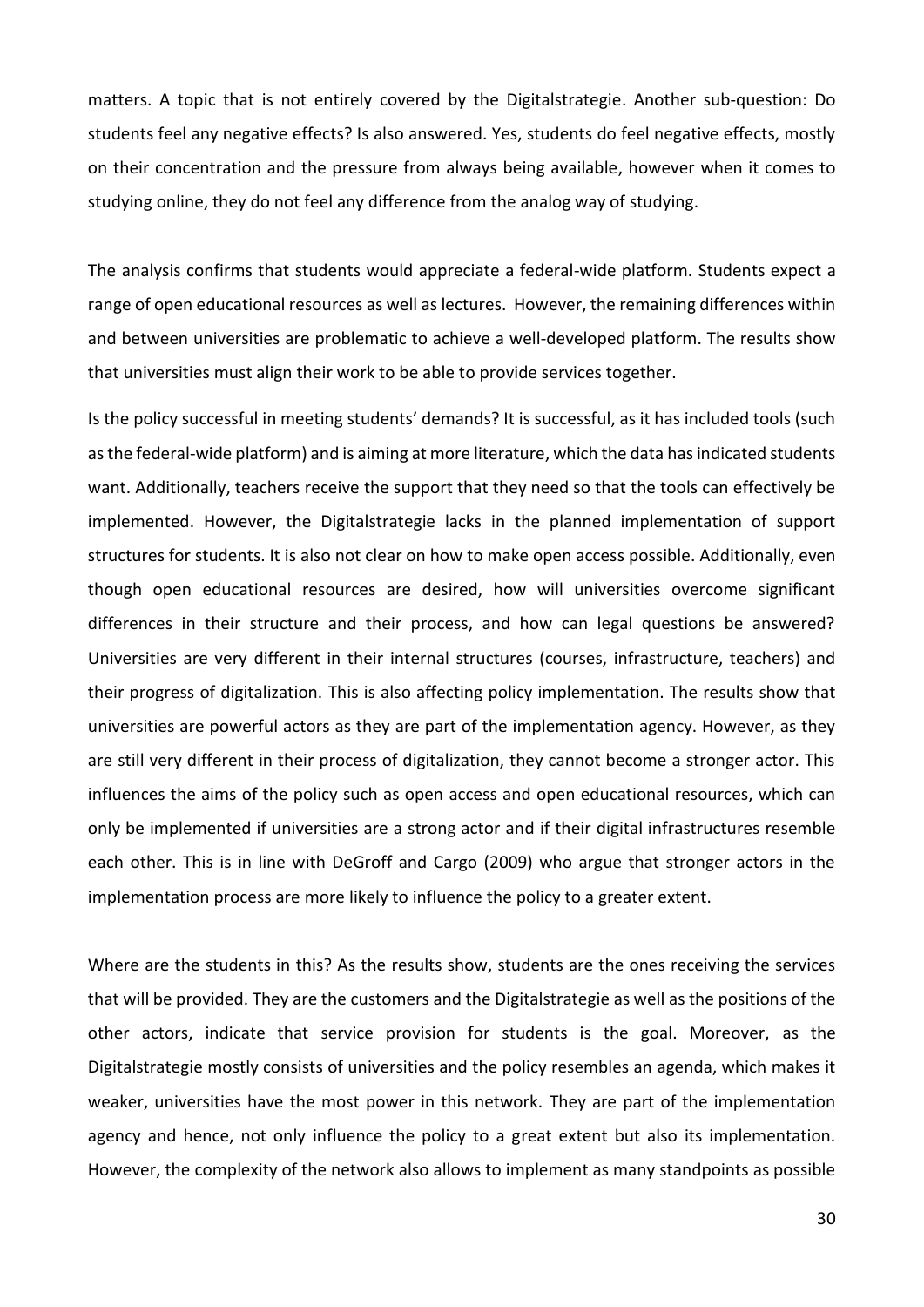matters. A topic that is not entirely covered by the Digitalstrategie. Another sub-question: Do students feel any negative effects? Is also answered. Yes, students do feel negative effects, mostly on their concentration and the pressure from always being available, however when it comes to studying online, they do not feel any difference from the analog way of studying.

The analysis confirms that students would appreciate a federal-wide platform. Students expect a range of open educational resources as well as lectures. However, the remaining differences within and between universities are problematic to achieve a well-developed platform. The results show that universities must align their work to be able to provide services together.

Is the policy successful in meeting students' demands? It is successful, as it has included tools (such as the federal-wide platform) and is aiming at more literature, which the data has indicated students want. Additionally, teachers receive the support that they need so that the tools can effectively be implemented. However, the Digitalstrategie lacks in the planned implementation of support structures for students. It is also not clear on how to make open access possible. Additionally, even though open educational resources are desired, how will universities overcome significant differences in their structure and their process, and how can legal questions be answered? Universities are very different in their internal structures (courses, infrastructure, teachers) and their progress of digitalization. This is also affecting policy implementation. The results show that universities are powerful actors as they are part of the implementation agency. However, as they are still very different in their process of digitalization, they cannot become a stronger actor. This influences the aims of the policy such as open access and open educational resources, which can only be implemented if universities are a strong actor and if their digital infrastructures resemble each other. This is in line with DeGroff and Cargo (2009) who argue that stronger actors in the implementation process are more likely to influence the policy to a greater extent.

Where are the students in this? As the results show, students are the ones receiving the services that will be provided. They are the customers and the Digitalstrategie as well as the positions of the other actors, indicate that service provision for students is the goal. Moreover, as the Digitalstrategie mostly consists of universities and the policy resembles an agenda, which makes it weaker, universities have the most power in this network. They are part of the implementation agency and hence, not only influence the policy to a great extent but also its implementation. However, the complexity of the network also allows to implement as many standpoints as possible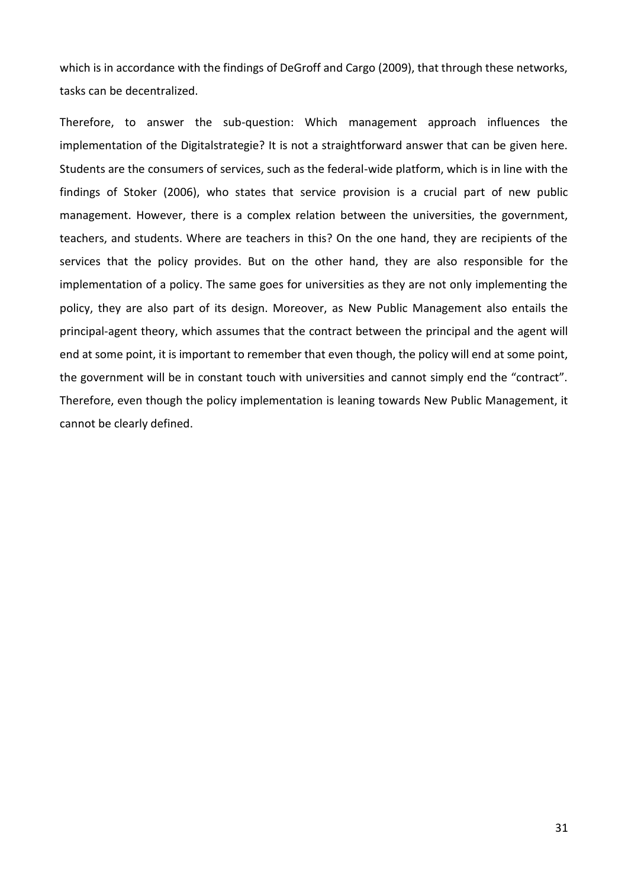which is in accordance with the findings of DeGroff and Cargo (2009), that through these networks, tasks can be decentralized.

Therefore, to answer the sub-question: Which management approach influences the implementation of the Digitalstrategie? It is not a straightforward answer that can be given here. Students are the consumers of services, such as the federal-wide platform, which is in line with the findings of Stoker (2006), who states that service provision is a crucial part of new public management. However, there is a complex relation between the universities, the government, teachers, and students. Where are teachers in this? On the one hand, they are recipients of the services that the policy provides. But on the other hand, they are also responsible for the implementation of a policy. The same goes for universities as they are not only implementing the policy, they are also part of its design. Moreover, as New Public Management also entails the principal-agent theory, which assumes that the contract between the principal and the agent will end at some point, it is important to remember that even though, the policy will end at some point, the government will be in constant touch with universities and cannot simply end the "contract". Therefore, even though the policy implementation is leaning towards New Public Management, it cannot be clearly defined.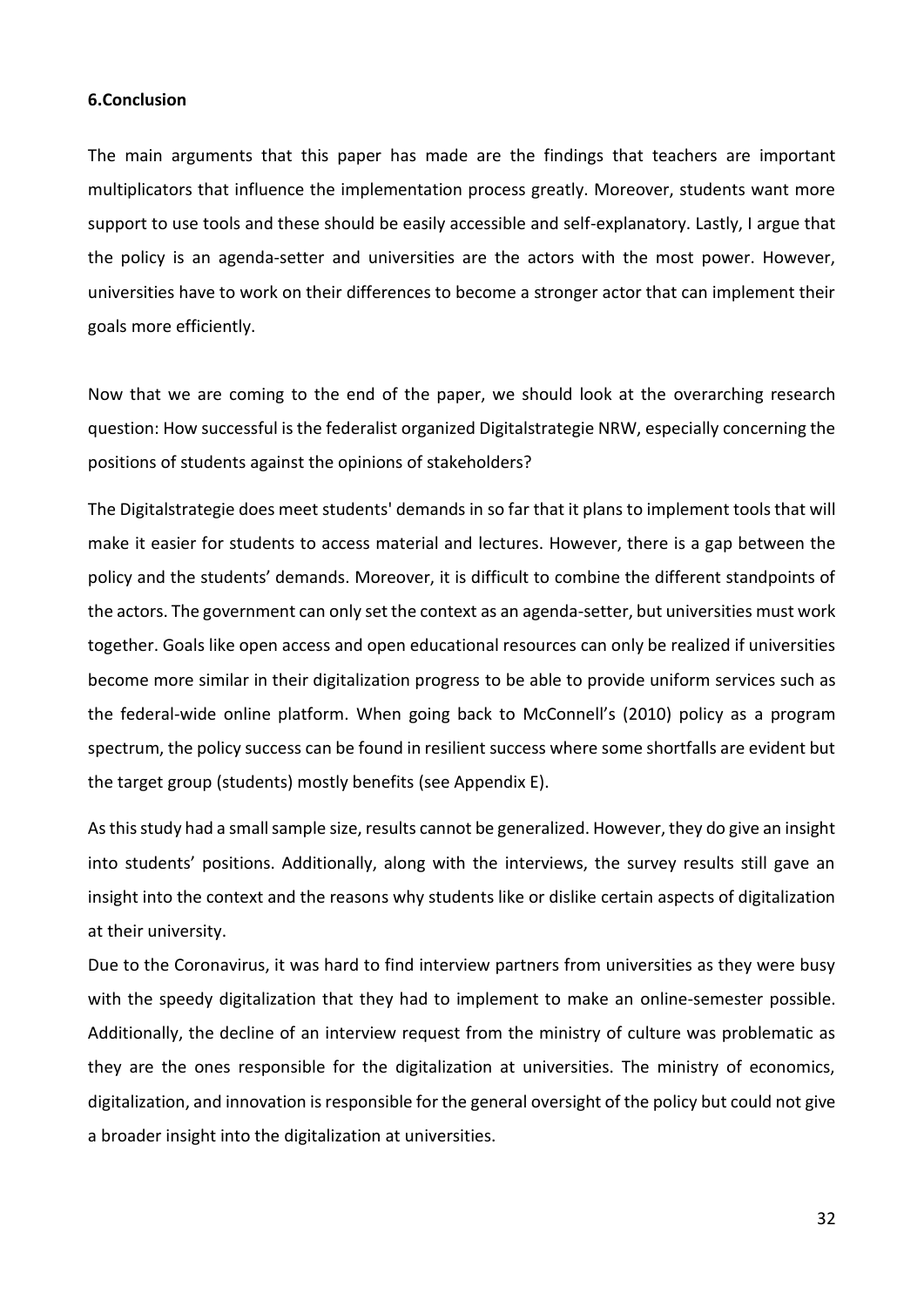## 6.Conclusion

The main arguments that this paper has made are the findings that teachers are important multiplicators that influence the implementation process greatly. Moreover, students want more support to use tools and these should be easily accessible and self-explanatory. Lastly, I argue that the policy is an agenda-setter and universities are the actors with the most power. However, universities have to work on their differences to become a stronger actor that can implement their goals more efficiently.

Now that we are coming to the end of the paper, we should look at the overarching research question: How successful is the federalist organized Digitalstrategie NRW, especially concerning the positions of students against the opinions of stakeholders?

The Digitalstrategie does meet students' demands in so far that it plans to implement tools that will make it easier for students to access material and lectures. However, there is a gap between the policy and the students' demands. Moreover, it is difficult to combine the different standpoints of the actors. The government can only set the context as an agenda-setter, but universities must work together. Goals like open access and open educational resources can only be realized if universities become more similar in their digitalization progress to be able to provide uniform services such as the federal-wide online platform. When going back to McConnell's (2010) policy as a program spectrum, the policy success can be found in resilient success where some shortfalls are evident but the target group (students) mostly benefits (see Appendix E).

As this study had a small sample size, results cannot be generalized. However, they do give an insight into students' positions. Additionally, along with the interviews, the survey results still gave an insight into the context and the reasons why students like or dislike certain aspects of digitalization at their university.

Due to the Coronavirus, it was hard to find interview partners from universities as they were busy with the speedy digitalization that they had to implement to make an online-semester possible. Additionally, the decline of an interview request from the ministry of culture was problematic as they are the ones responsible for the digitalization at universities. The ministry of economics, digitalization, and innovation is responsible for the general oversight of the policy but could not give a broader insight into the digitalization at universities.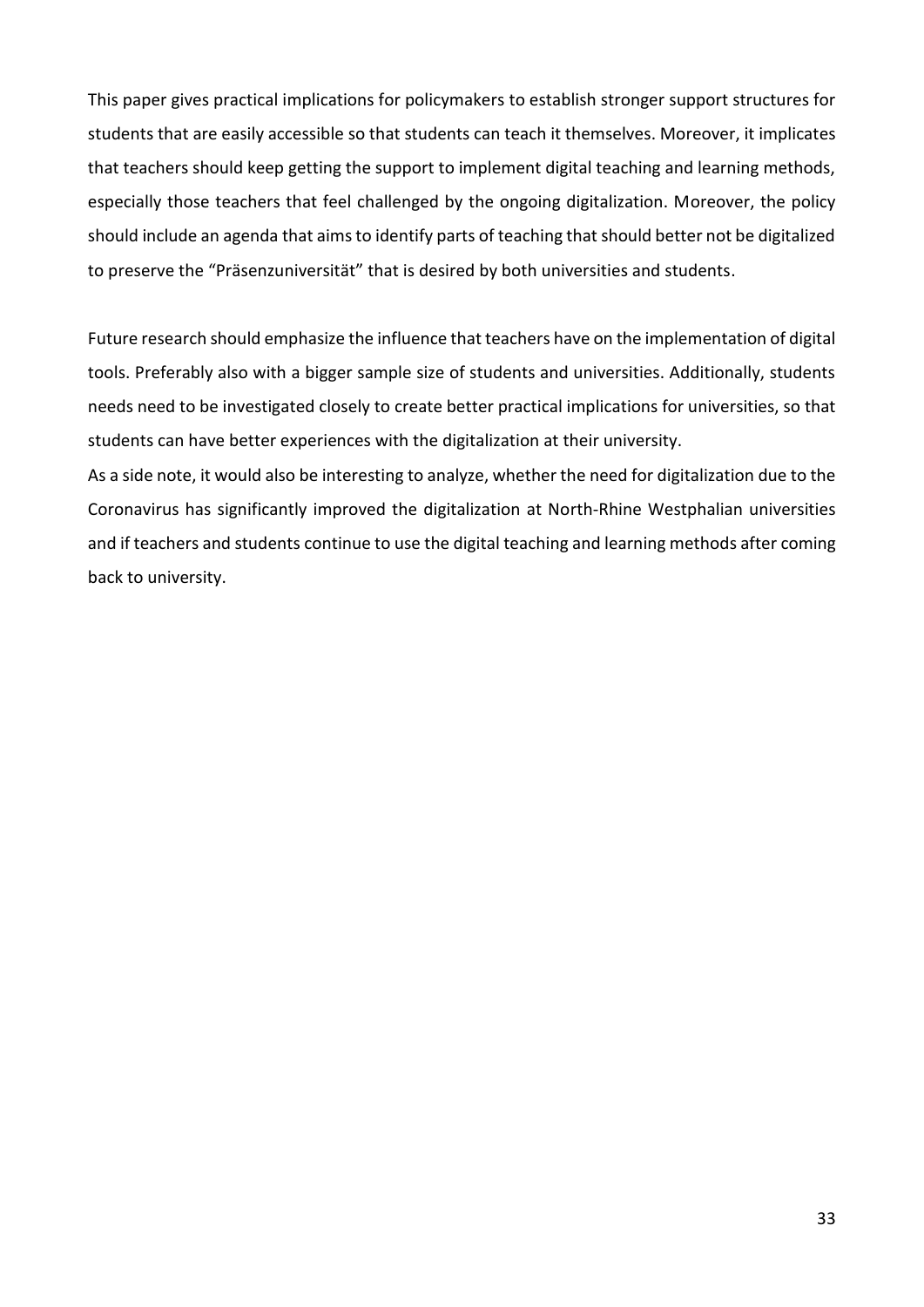This paper gives practical implications for policymakers to establish stronger support structures for students that are easily accessible so that students can teach it themselves. Moreover, it implicates that teachers should keep getting the support to implement digital teaching and learning methods, especially those teachers that feel challenged by the ongoing digitalization. Moreover, the policy should include an agenda that aims to identify parts of teaching that should better not be digitalized to preserve the "Präsenzuniversität" that is desired by both universities and students.

Future research should emphasize the influence that teachers have on the implementation of digital tools. Preferably also with a bigger sample size of students and universities. Additionally, students needs need to be investigated closely to create better practical implications for universities, so that students can have better experiences with the digitalization at their university.

As a side note, it would also be interesting to analyze, whether the need for digitalization due to the Coronavirus has significantly improved the digitalization at North-Rhine Westphalian universities and if teachers and students continue to use the digital teaching and learning methods after coming back to university.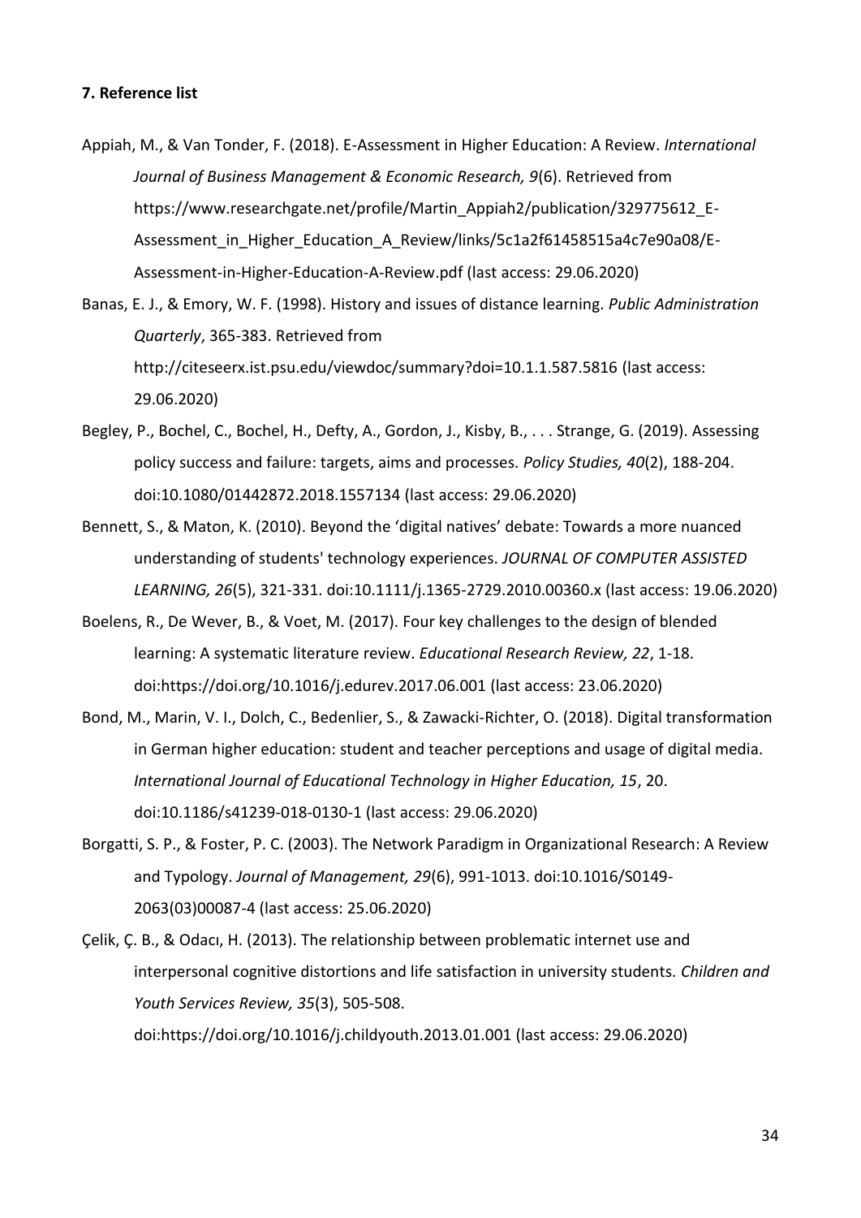**7. Reference list**

Appiah, M., & Van Tonder, F. (2018). E-Assessment in Higher Education: A Review. *International Journal of Business Management & Economic Research, 9*(6). Retrieved from https://www.researchgate.net/profile/Martin_Appiah2/publication/329775612_E-Assessment_in_Higher_Education_A_Review/links/5c1a2f61458515a4c7e90a08/E-Assessment-in-Higher-Education-A-Review.pdf (last access: 29.06.2020)

Banas, E. J., & Emory, W. F. (1998). History and issues of distance learning. *Public Administration Quarterly*, 365-383. Retrieved from http://citeseerx.ist.psu.edu/viewdoc/summary?doi=10.1.1.587.5816 (last access: 29.06.2020)

Begley, P., Bochel, C., Bochel, H., Defty, A., Gordon, J., Kisby, B., . . . Strange, G. (2019). Assessing policy success and failure: targets, aims and processes. *Policy Studies, 40*(2), 188-204. doi:10.1080/01442872.2018.1557134 (last access: 29.06.2020)

Bennett, S., & Maton, K. (2010). Beyond the 'digital natives' debate: Towards a more nuanced understanding of students' technology experiences. *JOURNAL OF COMPUTER ASSISTED LEARNING, 26*(5), 321-331. doi:10.1111/j.1365-2729.2010.00360.x (last access: 19.06.2020)

Boelens, R., De Wever, B., & Voet, M. (2017). Four key challenges to the design of blended learning: A systematic literature review. *Educational Research Review, 22*, 1-18. doi:https://doi.org/10.1016/j.edurev.2017.06.001 (last access: 23.06.2020)

Bond, M., Marin, V. I., Dolch, C., Bedenlier, S., & Zawacki-Richter, O. (2018). Digital transformation in German higher education: student and teacher perceptions and usage of digital media. *International Journal of Educational Technology in Higher Education, 15*, 20. doi:10.1186/s41239-018-0130-1 (last access: 29.06.2020)

Borgatti, S. P., & Foster, P. C. (2003). The Network Paradigm in Organizational Research: A Review and Typology. *Journal of Management, 29*(6), 991-1013. doi:10.1016/S0149-2063(03)00087-4 (last access: 25.06.2020)

Çelik, Ç. B., & Odacı, H. (2013). The relationship between problematic internet use and interpersonal cognitive distortions and life satisfaction in university students. *Children and Youth Services Review, 35*(3), 505-508. doi:https://doi.org/10.1016/j.childyouth.2013.01.001 (last access: 29.06.2020)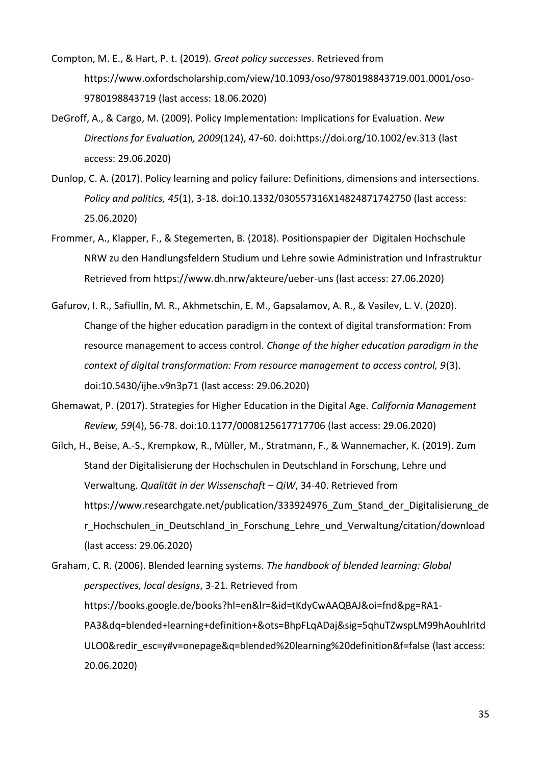Compton, M. E., & Hart, P. t. (2019). *Great policy successes*. Retrieved from https://www.oxfordscholarship.com/view/10.1093/oso/9780198843719.001.0001/oso-9780198843719 (last access: 18.06.2020)

DeGroff, A., & Cargo, M. (2009). Policy Implementation: Implications for Evaluation. *New Directions for Evaluation, 2009*(124), 47-60. doi:https://doi.org/10.1002/ev.313 (last access: 29.06.2020)

Dunlop, C. A. (2017). Policy learning and policy failure: Definitions, dimensions and intersections. *Policy and politics, 45*(1), 3-18. doi:10.1332/030557316X14824871742750 (last access: 25.06.2020)

Frommer, A., Klapper, F., & Stegemerten, B. (2018). Positionspapier der Digitalen Hochschule NRW zu den Handlungsfeldern Studium und Lehre sowie Administration und Infrastruktur Retrieved from https://www.dh.nrw/akteure/ueber-uns (last access: 27.06.2020)

Gafurov, I. R., Safiullin, M. R., Akhmetschin, E. M., Gapsalamov, A. R., & Vasilev, L. V. (2020). Change of the higher education paradigm in the context of digital transformation: From resource management to access control. *Change of the higher education paradigm in the context of digital transformation: From resource management to access control, 9*(3). doi:10.5430/ijhe.v9n3p71 (last access: 29.06.2020)

Ghemawat, P. (2017). Strategies for Higher Education in the Digital Age. *California Management Review, 59*(4), 56-78. doi:10.1177/0008125617717706 (last access: 29.06.2020)

Gilch, H., Beise, A.-S., Krempkow, R., Müller, M., Stratmann, F., & Wannemacher, K. (2019). Zum Stand der Digitalisierung der Hochschulen in Deutschland in Forschung, Lehre und Verwaltung. *Qualität in der Wissenschaft – QiW*, 34-40. Retrieved from https://www.researchgate.net/publication/333924976_Zum_Stand_der_Digitalisierung_der_Hochschulen_in_Deutschland_in_Forschung_Lehre_und_Verwaltung/citation/download (last access: 29.06.2020)

Graham, C. R. (2006). Blended learning systems. *The handbook of blended learning: Global perspectives, local designs*, 3-21. Retrieved from https://books.google.de/books?hl=en&lr=&id=tKdyCwAAQBAJ&oi=fnd&pg=RA1-PA3&dq=blended+learning+definition+&ots=BhpFLqADaj&sig=5qhuTZwspLM99hAouhlritdULO0&redir_esc=y#v=onepage&q=blended%20learning%20definition&f=false (last access: 20.06.2020)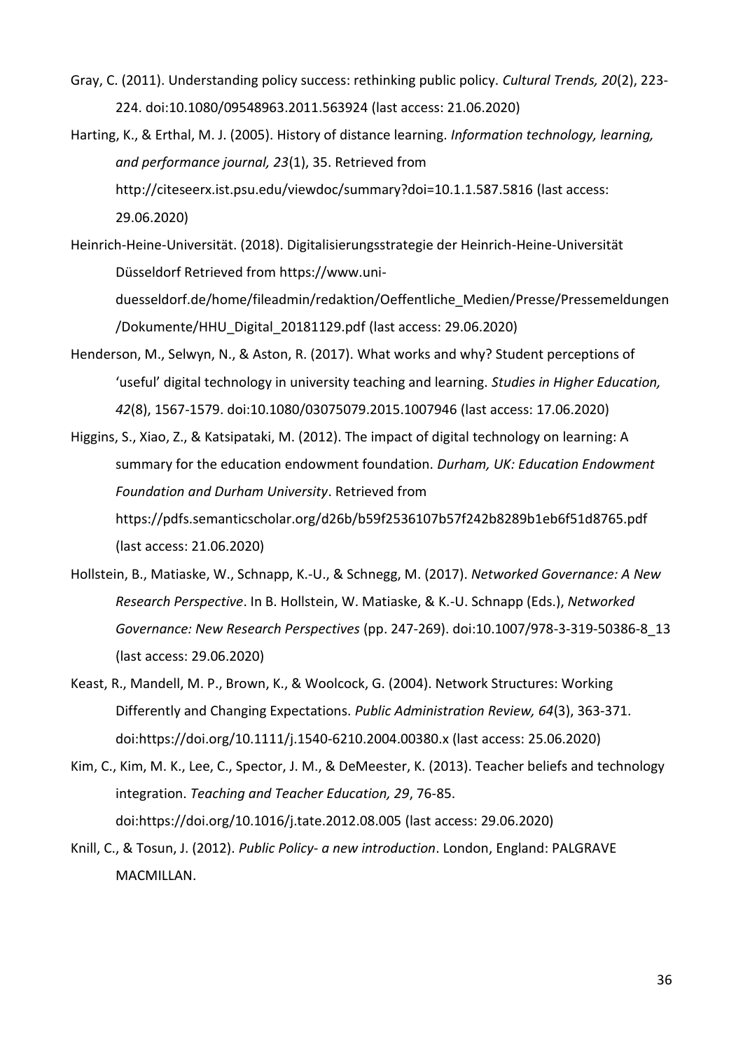Gray, C. (2011). Understanding policy success: rethinking public policy. *Cultural Trends, 20*(2), 223-224. doi:10.1080/09548963.2011.563924 (last access: 21.06.2020)

Harting, K., & Erthal, M. J. (2005). History of distance learning. *Information technology, learning, and performance journal, 23*(1), 35. Retrieved from http://citeseerx.ist.psu.edu/viewdoc/summary?doi=10.1.1.587.5816 (last access: 29.06.2020)

Heinrich-Heine-Universität. (2018). Digitalisierungsstrategie der Heinrich-Heine-Universität Düsseldorf Retrieved from https://www.uni-duesseldorf.de/home/fileadmin/redaktion/Oeffentliche_Medien/Presse/Pressemeldungen/Dokumente/HHU_Digital_20181129.pdf (last access: 29.06.2020)

Henderson, M., Selwyn, N., & Aston, R. (2017). What works and why? Student perceptions of 'useful' digital technology in university teaching and learning. *Studies in Higher Education, 42*(8), 1567-1579. doi:10.1080/03075079.2015.1007946 (last access: 17.06.2020)

Higgins, S., Xiao, Z., & Katsipataki, M. (2012). The impact of digital technology on learning: A summary for the education endowment foundation. *Durham, UK: Education Endowment Foundation and Durham University*. Retrieved from https://pdfs.semanticscholar.org/d26b/b59f2536107b57f242b8289b1eb6f51d8765.pdf (last access: 21.06.2020)

Hollstein, B., Matiaske, W., Schnapp, K.-U., & Schnegg, M. (2017). *Networked Governance: A New Research Perspective*. In B. Hollstein, W. Matiaske, & K.-U. Schnapp (Eds.), *Networked Governance: New Research Perspectives* (pp. 247-269). doi:10.1007/978-3-319-50386-8_13 (last access: 29.06.2020)

Keast, R., Mandell, M. P., Brown, K., & Woolcock, G. (2004). Network Structures: Working Differently and Changing Expectations. *Public Administration Review, 64*(3), 363-371. doi:https://doi.org/10.1111/j.1540-6210.2004.00380.x (last access: 25.06.2020)

Kim, C., Kim, M. K., Lee, C., Spector, J. M., & DeMeester, K. (2013). Teacher beliefs and technology integration. *Teaching and Teacher Education, 29*, 76-85. doi:https://doi.org/10.1016/j.tate.2012.08.005 (last access: 29.06.2020)

Knill, C., & Tosun, J. (2012). *Public Policy- a new introduction*. London, England: PALGRAVE MACMILLAN.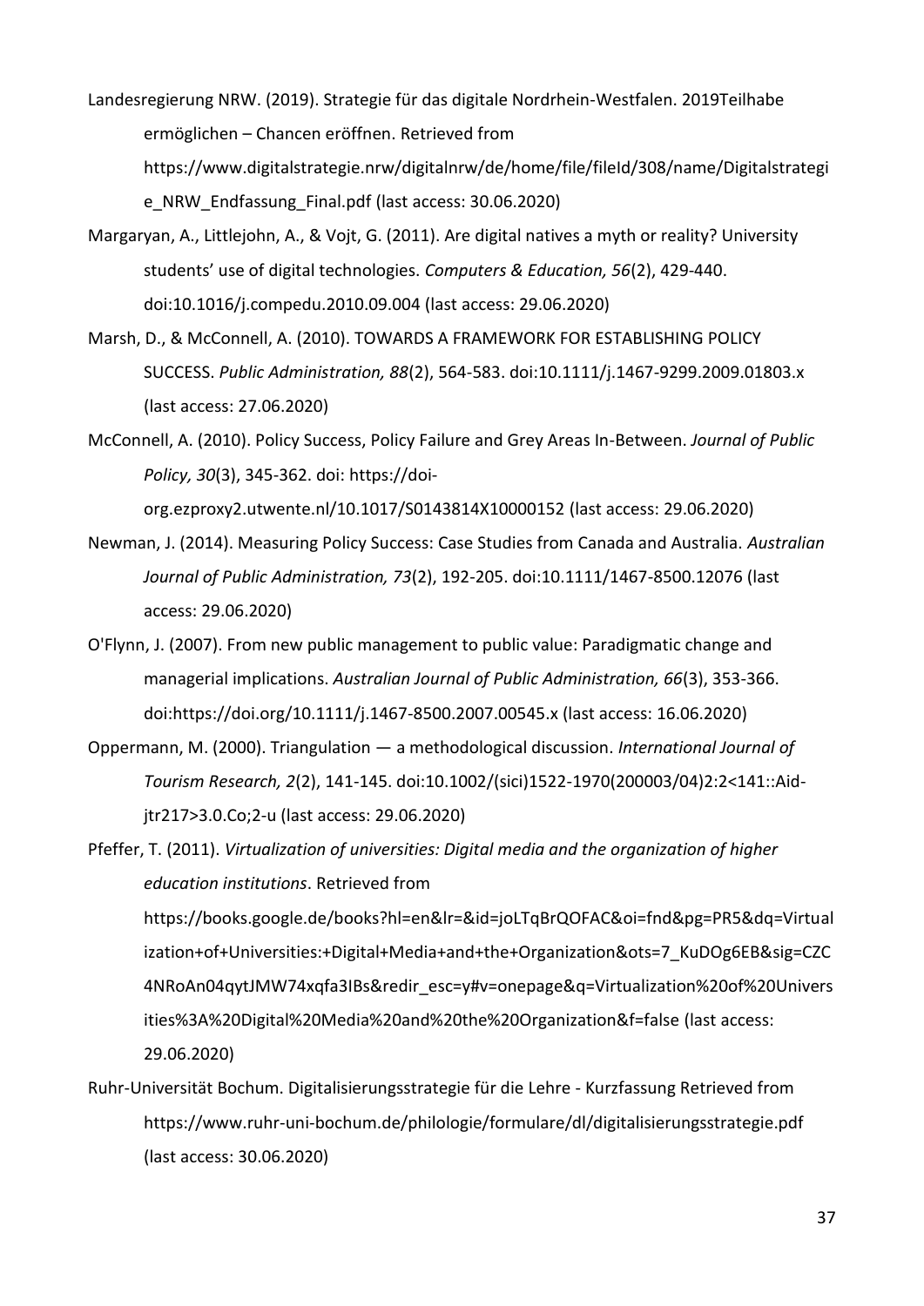Landesregierung NRW. (2019). Strategie für das digitale Nordrhein-Westfalen. 2019Teilhabe ermöglichen – Chancen eröffnen. Retrieved from https://www.digitalstrategie.nrw/digitalnrw/de/home/file/fileId/308/name/Digitalstrategie_NRW_Endfassung_Final.pdf (last access: 30.06.2020)

Margaryan, A., Littlejohn, A., & Vojt, G. (2011). Are digital natives a myth or reality? University students' use of digital technologies. *Computers & Education, 56*(2), 429-440. doi:10.1016/j.compedu.2010.09.004 (last access: 29.06.2020)

Marsh, D., & McConnell, A. (2010). TOWARDS A FRAMEWORK FOR ESTABLISHING POLICY SUCCESS. *Public Administration, 88*(2), 564-583. doi:10.1111/j.1467-9299.2009.01803.x (last access: 27.06.2020)

McConnell, A. (2010). Policy Success, Policy Failure and Grey Areas In-Between. *Journal of Public Policy, 30*(3), 345-362. doi: https://doi-org.ezproxy2.utwente.nl/10.1017/S0143814X10000152 (last access: 29.06.2020)

Newman, J. (2014). Measuring Policy Success: Case Studies from Canada and Australia. *Australian Journal of Public Administration, 73*(2), 192-205. doi:10.1111/1467-8500.12076 (last access: 29.06.2020)

O'Flynn, J. (2007). From new public management to public value: Paradigmatic change and managerial implications. *Australian Journal of Public Administration, 66*(3), 353-366. doi:https://doi.org/10.1111/j.1467-8500.2007.00545.x (last access: 16.06.2020)

Oppermann, M. (2000). Triangulation — a methodological discussion. *International Journal of Tourism Research, 2*(2), 141-145. doi:10.1002/(sici)1522-1970(200003/04)2:2<141::Aid-jtr217>3.0.Co;2-u (last access: 29.06.2020)

Pfeffer, T. (2011). *Virtualization of universities: Digital media and the organization of higher education institutions*. Retrieved from https://books.google.de/books?hl=en&lr=&id=joLTqBrQOFAC&oi=fnd&pg=PR5&dq=Virtualization+of+Universities:+Digital+Media+and+the+Organization&ots=7_KuDOg6EB&sig=CZC4NRoAn04qytJMW74xqfa3IBs&redir_esc=y#v=onepage&q=Virtualization%20of%20Universities%3A%20Digital%20Media%20and%20the%20Organization&f=false (last access: 29.06.2020)

Ruhr-Universität Bochum. Digitalisierungsstrategie für die Lehre - Kurzfassung Retrieved from https://www.ruhr-uni-bochum.de/philologie/formulare/dl/digitalisierungsstrategie.pdf (last access: 30.06.2020)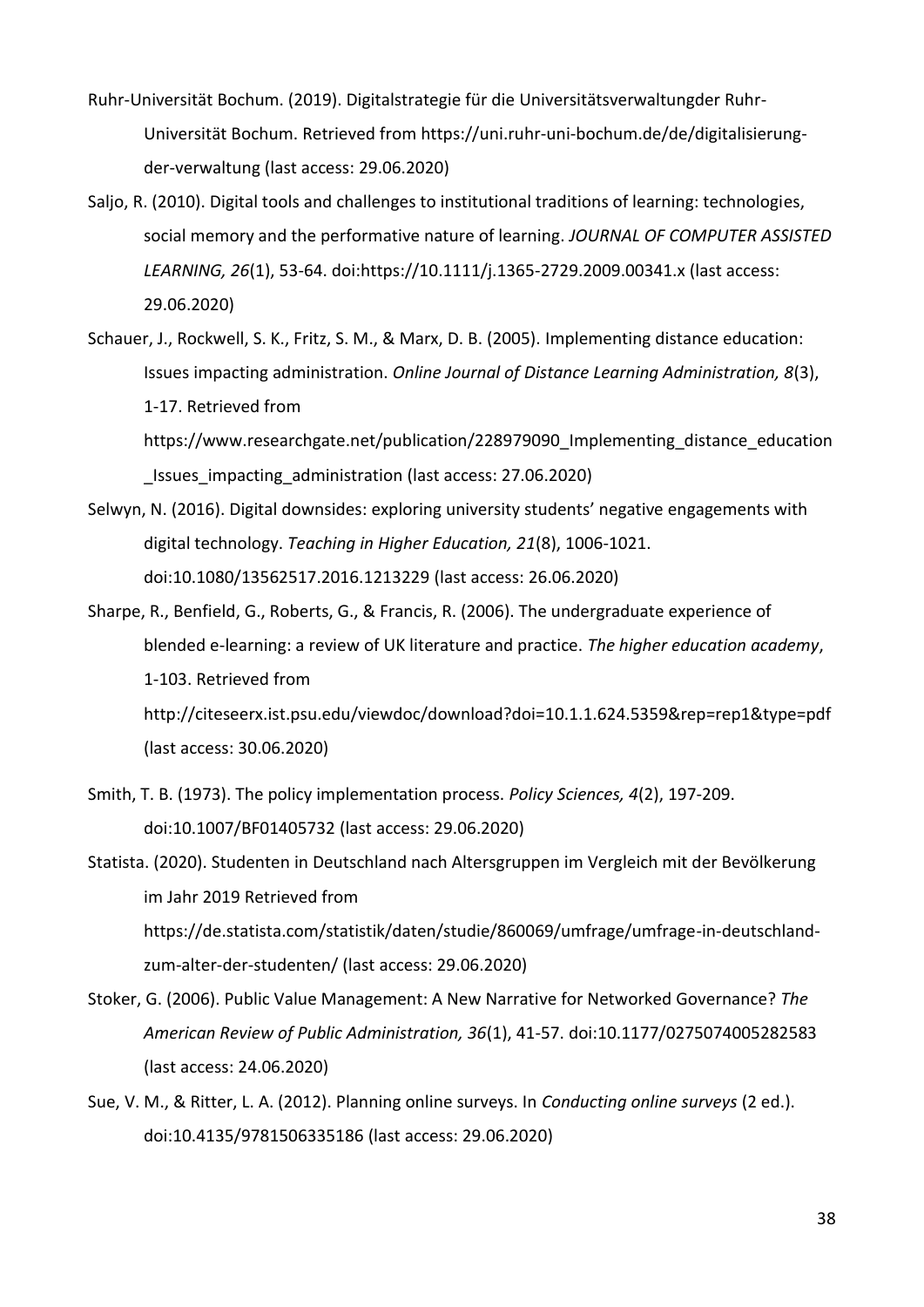Ruhr-Universität Bochum. (2019). Digitalstrategie für die Universitätsverwaltungder Ruhr-Universität Bochum. Retrieved from https://uni.ruhr-uni-bochum.de/de/digitalisierung-der-verwaltung (last access: 29.06.2020)

Saljo, R. (2010). Digital tools and challenges to institutional traditions of learning: technologies, social memory and the performative nature of learning. *JOURNAL OF COMPUTER ASSISTED LEARNING, 26*(1), 53-64. doi:https://10.1111/j.1365-2729.2009.00341.x (last access: 29.06.2020)

Schauer, J., Rockwell, S. K., Fritz, S. M., & Marx, D. B. (2005). Implementing distance education: Issues impacting administration. *Online Journal of Distance Learning Administration, 8*(3), 1-17. Retrieved from https://www.researchgate.net/publication/228979090_Implementing_distance_education_Issues_impacting_administration (last access: 27.06.2020)

Selwyn, N. (2016). Digital downsides: exploring university students' negative engagements with digital technology. *Teaching in Higher Education, 21*(8), 1006-1021. doi:10.1080/13562517.2016.1213229 (last access: 26.06.2020)

Sharpe, R., Benfield, G., Roberts, G., & Francis, R. (2006). The undergraduate experience of blended e-learning: a review of UK literature and practice. *The higher education academy*, 1-103. Retrieved from http://citeseerx.ist.psu.edu/viewdoc/download?doi=10.1.1.624.5359&rep=rep1&type=pdf (last access: 30.06.2020)

Smith, T. B. (1973). The policy implementation process. *Policy Sciences, 4*(2), 197-209. doi:10.1007/BF01405732 (last access: 29.06.2020)

Statista. (2020). Studenten in Deutschland nach Altersgruppen im Vergleich mit der Bevölkerung im Jahr 2019 Retrieved from https://de.statista.com/statistik/daten/studie/860069/umfrage/umfrage-in-deutschland-zum-alter-der-studenten/ (last access: 29.06.2020)

Stoker, G. (2006). Public Value Management: A New Narrative for Networked Governance? *The American Review of Public Administration, 36*(1), 41-57. doi:10.1177/0275074005282583 (last access: 24.06.2020)

Sue, V. M., & Ritter, L. A. (2012). Planning online surveys. In *Conducting online surveys* (2 ed.). doi:10.4135/9781506335186 (last access: 29.06.2020)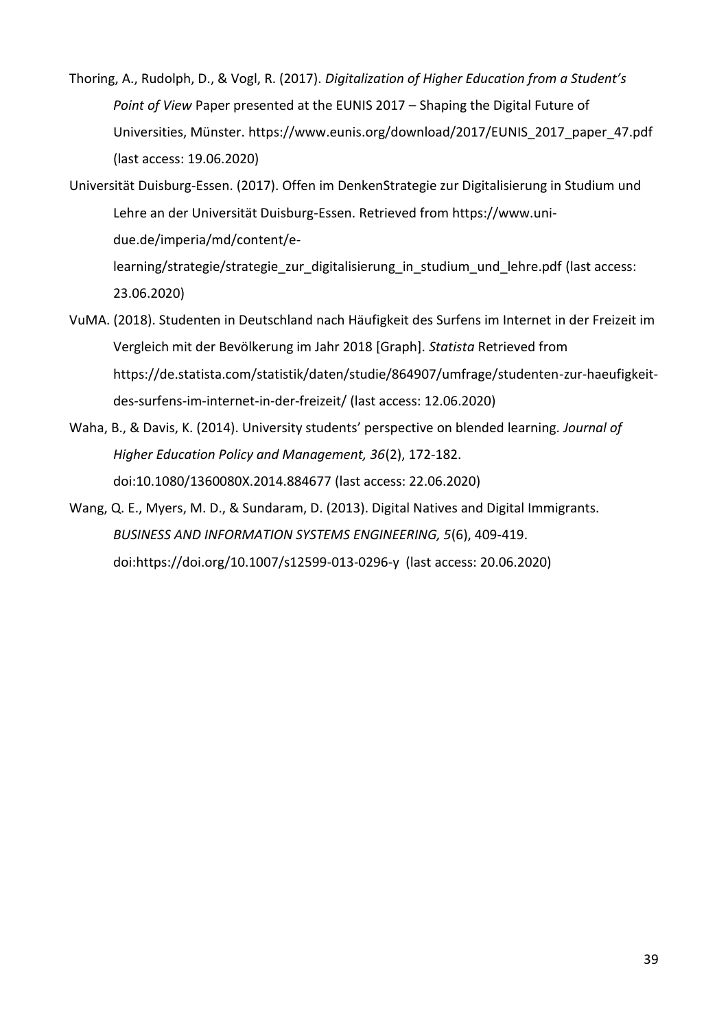Thoring, A., Rudolph, D., & Vogl, R. (2017). *Digitalization of Higher Education from a Student's Point of View* Paper presented at the EUNIS 2017 – Shaping the Digital Future of Universities, Münster. https://www.eunis.org/download/2017/EUNIS_2017_paper_47.pdf (last access: 19.06.2020)

Universität Duisburg-Essen. (2017). Offen im DenkenStrategie zur Digitalisierung in Studium und Lehre an der Universität Duisburg-Essen. Retrieved from https://www.uni-due.de/imperia/md/content/e-learning/strategie/strategie_zur_digitalisierung_in_studium_und_lehre.pdf (last access: 23.06.2020)

VuMA. (2018). Studenten in Deutschland nach Häufigkeit des Surfens im Internet in der Freizeit im Vergleich mit der Bevölkerung im Jahr 2018 [Graph]. *Statista* Retrieved from https://de.statista.com/statistik/daten/studie/864907/umfrage/studenten-zur-haeufigkeit-des-surfens-im-internet-in-der-freizeit/ (last access: 12.06.2020)

Waha, B., & Davis, K. (2014). University students' perspective on blended learning. *Journal of Higher Education Policy and Management, 36*(2), 172-182. doi:10.1080/1360080X.2014.884677 (last access: 22.06.2020)

Wang, Q. E., Myers, M. D., & Sundaram, D. (2013). Digital Natives and Digital Immigrants. *BUSINESS AND INFORMATION SYSTEMS ENGINEERING, 5*(6), 409-419. doi:https://doi.org/10.1007/s12599-013-0296-y (last access: 20.06.2020)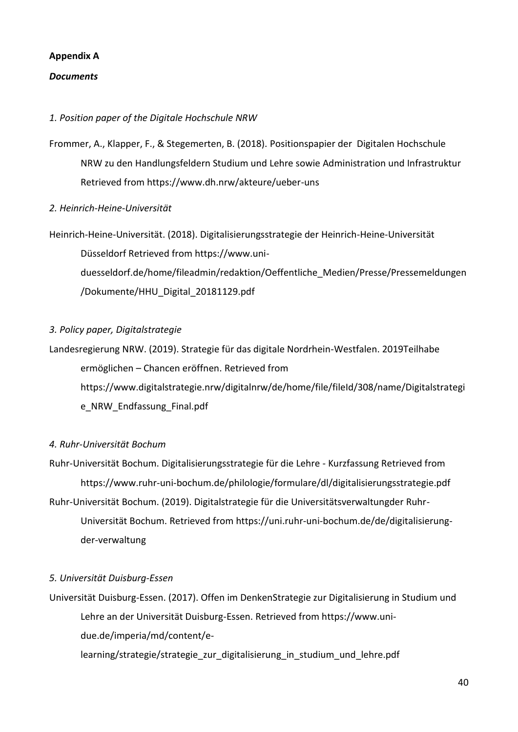**Appendix A**

***Documents***

*1. Position paper of the Digitale Hochschule NRW*

Frommer, A., Klapper, F., & Stegemerten, B. (2018). Positionspapier der Digitalen Hochschule NRW zu den Handlungsfeldern Studium und Lehre sowie Administration und Infrastruktur Retrieved from https://www.dh.nrw/akteure/ueber-uns

*2. Heinrich-Heine-Universität*

Heinrich-Heine-Universität. (2018). Digitalisierungsstrategie der Heinrich-Heine-Universität Düsseldorf Retrieved from https://www.uni-duesseldorf.de/home/fileadmin/redaktion/Oeffentliche_Medien/Presse/Pressemeldungen/Dokumente/HHU_Digital_20181129.pdf

*3. Policy paper, Digitalstrategie*

Landesregierung NRW. (2019). Strategie für das digitale Nordrhein-Westfalen. 2019Teilhabe ermöglichen – Chancen eröffnen. Retrieved from https://www.digitalstrategie.nrw/digitalnrw/de/home/file/fileId/308/name/Digitalstrategie_NRW_Endfassung_Final.pdf

*4. Ruhr-Universität Bochum*

Ruhr-Universität Bochum. Digitalisierungsstrategie für die Lehre - Kurzfassung Retrieved from https://www.ruhr-uni-bochum.de/philologie/formulare/dl/digitalisierungsstrategie.pdf

Ruhr-Universität Bochum. (2019). Digitalstrategie für die Universitätsverwaltungder Ruhr-Universität Bochum. Retrieved from https://uni.ruhr-uni-bochum.de/de/digitalisierung-der-verwaltung

*5. Universität Duisburg-Essen*

Universität Duisburg-Essen. (2017). Offen im DenkenStrategie zur Digitalisierung in Studium und Lehre an der Universität Duisburg-Essen. Retrieved from https://www.uni-due.de/imperia/md/content/e-learning/strategie/strategie_zur_digitalisierung_in_studium_und_lehre.pdf